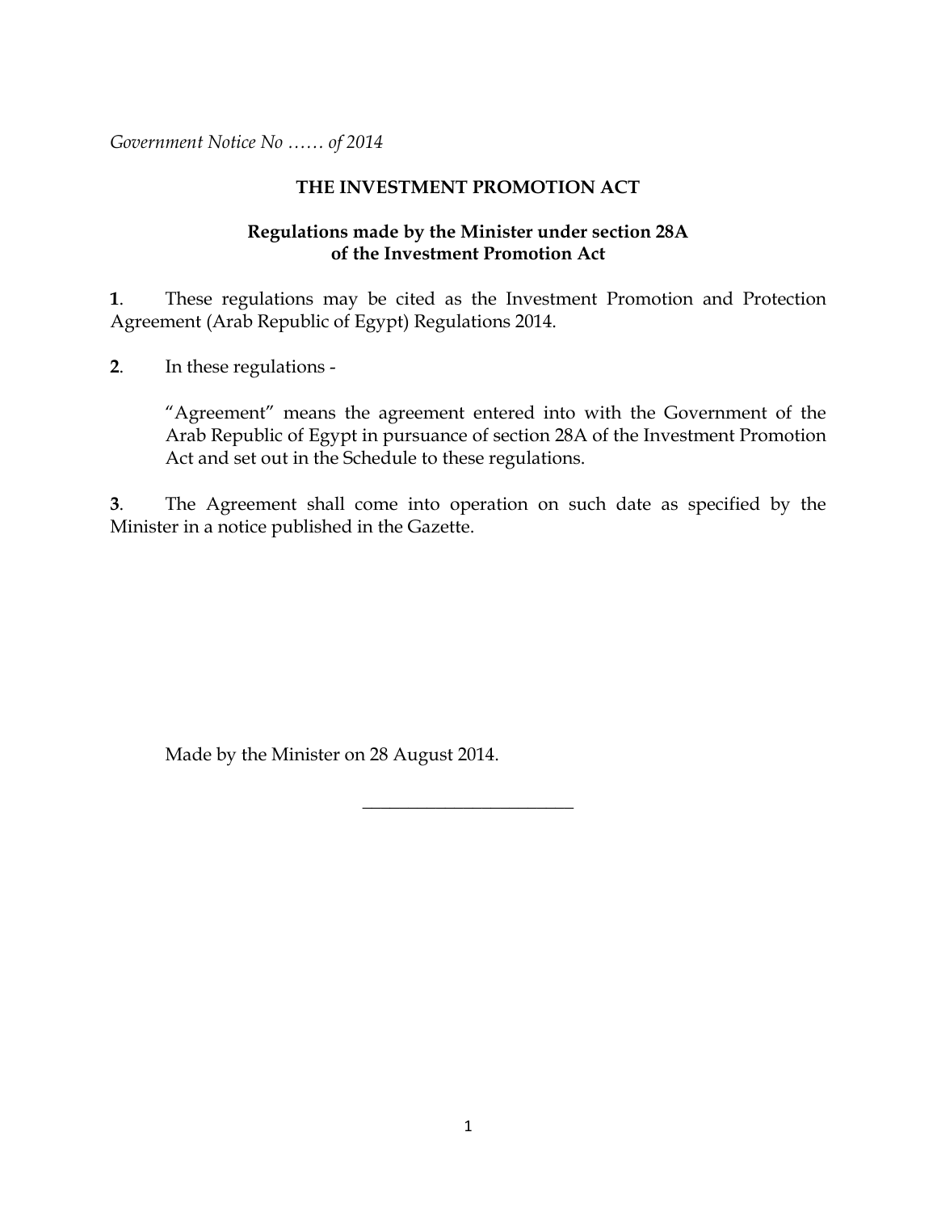*Government Notice No …… of 2014*

**THE INVESTMENT PROMOTION ACT**

**Regulations made by the Minister under section 28A of the Investment Promotion Act**

**1**. These regulations may be cited as the Investment Promotion and Protection Agreement (Arab Republic of Egypt) Regulations 2014.

**2**. In these regulations -

"Agreement" means the agreement entered into with the Government of the Arab Republic of Egypt in pursuance of section 28A of the Investment Promotion Act and set out in the Schedule to these regulations.

**3**. The Agreement shall come into operation on such date as specified by the Minister in a notice published in the Gazette.

Made by the Minister on 28 August 2014.

---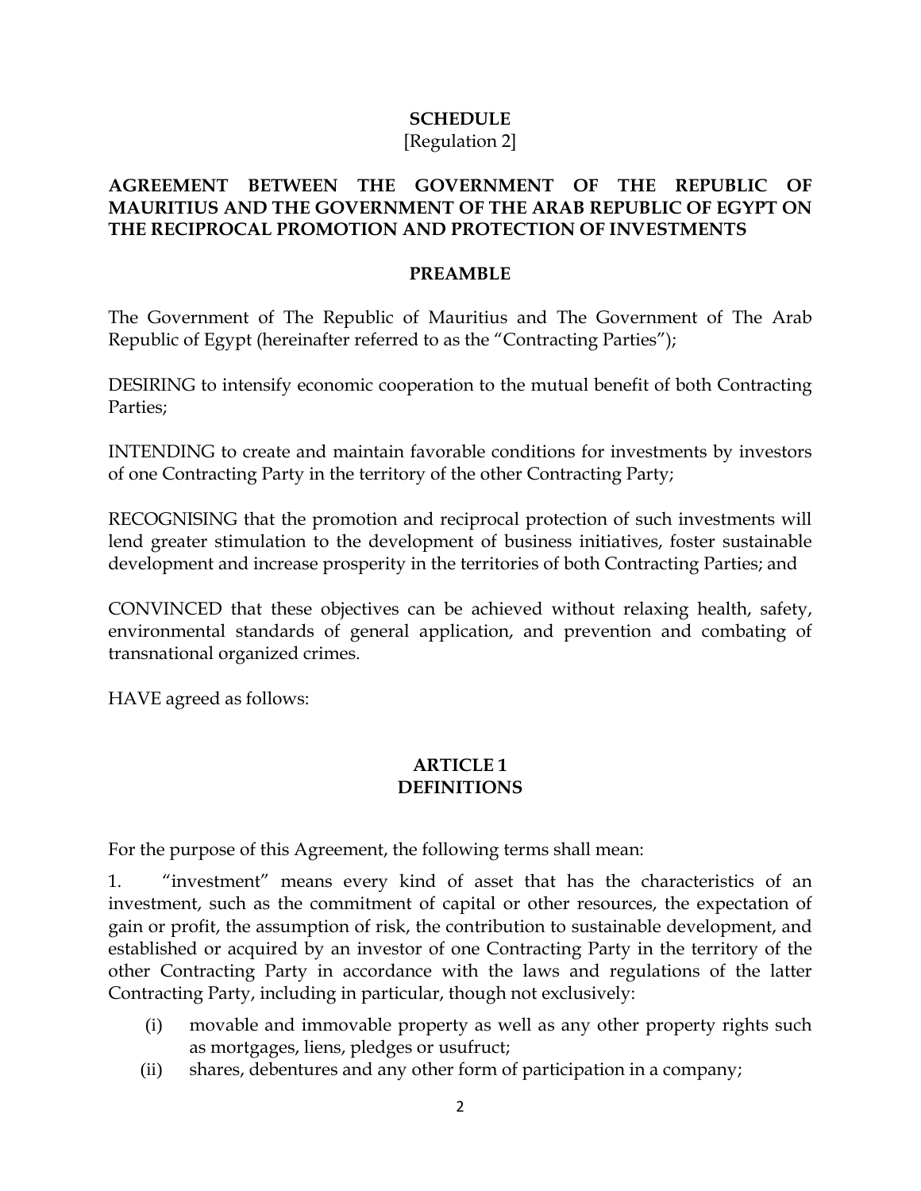**SCHEDULE**

[Regulation 2]

**AGREEMENT BETWEEN THE GOVERNMENT OF THE REPUBLIC OF MAURITIUS AND THE GOVERNMENT OF THE ARAB REPUBLIC OF EGYPT ON THE RECIPROCAL PROMOTION AND PROTECTION OF INVESTMENTS**

**PREAMBLE**

The Government of The Republic of Mauritius and The Government of The Arab Republic of Egypt (hereinafter referred to as the "Contracting Parties");

DESIRING to intensify economic cooperation to the mutual benefit of both Contracting Parties;

INTENDING to create and maintain favorable conditions for investments by investors of one Contracting Party in the territory of the other Contracting Party;

RECOGNISING that the promotion and reciprocal protection of such investments will lend greater stimulation to the development of business initiatives, foster sustainable development and increase prosperity in the territories of both Contracting Parties; and

CONVINCED that these objectives can be achieved without relaxing health, safety, environmental standards of general application, and prevention and combating of transnational organized crimes.

HAVE agreed as follows:

**ARTICLE 1**
**DEFINITIONS**

For the purpose of this Agreement, the following terms shall mean:

1. "investment" means every kind of asset that has the characteristics of an investment, such as the commitment of capital or other resources, the expectation of gain or profit, the assumption of risk, the contribution to sustainable development, and established or acquired by an investor of one Contracting Party in the territory of the other Contracting Party in accordance with the laws and regulations of the latter Contracting Party, including in particular, though not exclusively:

   (i) movable and immovable property as well as any other property rights such as mortgages, liens, pledges or usufruct;

   (ii) shares, debentures and any other form of participation in a company;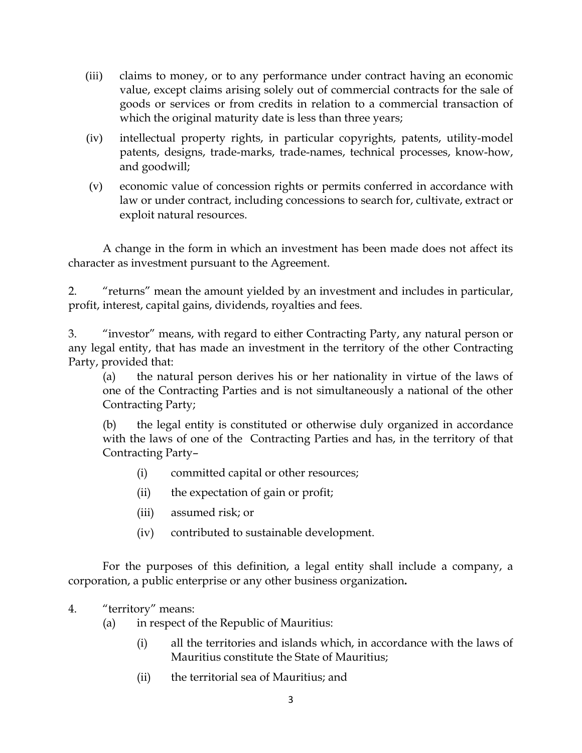(iii) claims to money, or to any performance under contract having an economic value, except claims arising solely out of commercial contracts for the sale of goods or services or from credits in relation to a commercial transaction of which the original maturity date is less than three years;

(iv) intellectual property rights, in particular copyrights, patents, utility-model patents, designs, trade-marks, trade-names, technical processes, know-how, and goodwill;

(v) economic value of concession rights or permits conferred in accordance with law or under contract, including concessions to search for, cultivate, extract or exploit natural resources.

A change in the form in which an investment has been made does not affect its character as investment pursuant to the Agreement.

2. "returns" mean the amount yielded by an investment and includes in particular, profit, interest, capital gains, dividends, royalties and fees.

3. "investor" means, with regard to either Contracting Party, any natural person or any legal entity, that has made an investment in the territory of the other Contracting Party, provided that:

(a) the natural person derives his or her nationality in virtue of the laws of one of the Contracting Parties and is not simultaneously a national of the other Contracting Party;

(b) the legal entity is constituted or otherwise duly organized in accordance with the laws of one of the Contracting Parties and has, in the territory of that Contracting Party–

(i) committed capital or other resources;

(ii) the expectation of gain or profit;

(iii) assumed risk; or

(iv) contributed to sustainable development.

For the purposes of this definition, a legal entity shall include a company, a corporation, a public enterprise or any other business organization**.**

4. "territory" means:

(a) in respect of the Republic of Mauritius:

(i) all the territories and islands which, in accordance with the laws of Mauritius constitute the State of Mauritius;

(ii) the territorial sea of Mauritius; and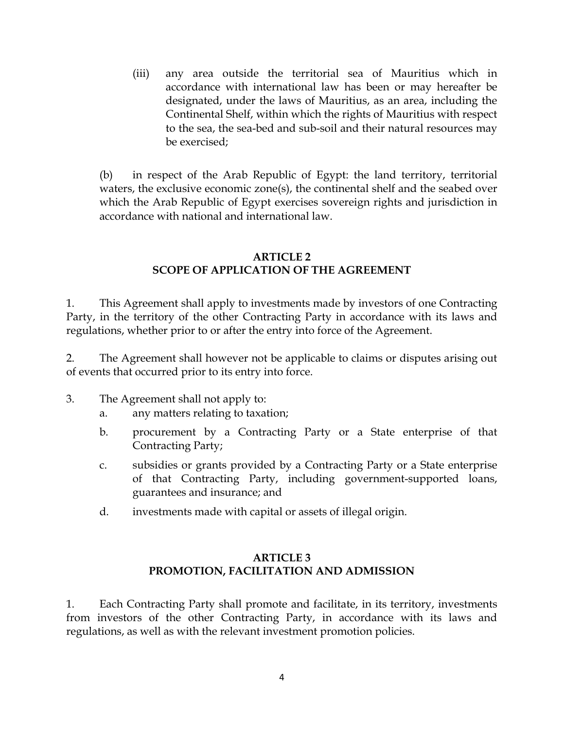(iii) any area outside the territorial sea of Mauritius which in accordance with international law has been or may hereafter be designated, under the laws of Mauritius, as an area, including the Continental Shelf, within which the rights of Mauritius with respect to the sea, the sea-bed and sub-soil and their natural resources may be exercised;

(b) in respect of the Arab Republic of Egypt: the land territory, territorial waters, the exclusive economic zone(s), the continental shelf and the seabed over which the Arab Republic of Egypt exercises sovereign rights and jurisdiction in accordance with national and international law.

**ARTICLE 2**
**SCOPE OF APPLICATION OF THE AGREEMENT**

1. This Agreement shall apply to investments made by investors of one Contracting Party, in the territory of the other Contracting Party in accordance with its laws and regulations, whether prior to or after the entry into force of the Agreement.

2. The Agreement shall however not be applicable to claims or disputes arising out of events that occurred prior to its entry into force.

3. The Agreement shall not apply to:

   a. any matters relating to taxation;

   b. procurement by a Contracting Party or a State enterprise of that Contracting Party;

   c. subsidies or grants provided by a Contracting Party or a State enterprise of that Contracting Party, including government-supported loans, guarantees and insurance; and

   d. investments made with capital or assets of illegal origin.

**ARTICLE 3**
**PROMOTION, FACILITATION AND ADMISSION**

1. Each Contracting Party shall promote and facilitate, in its territory, investments from investors of the other Contracting Party, in accordance with its laws and regulations, as well as with the relevant investment promotion policies.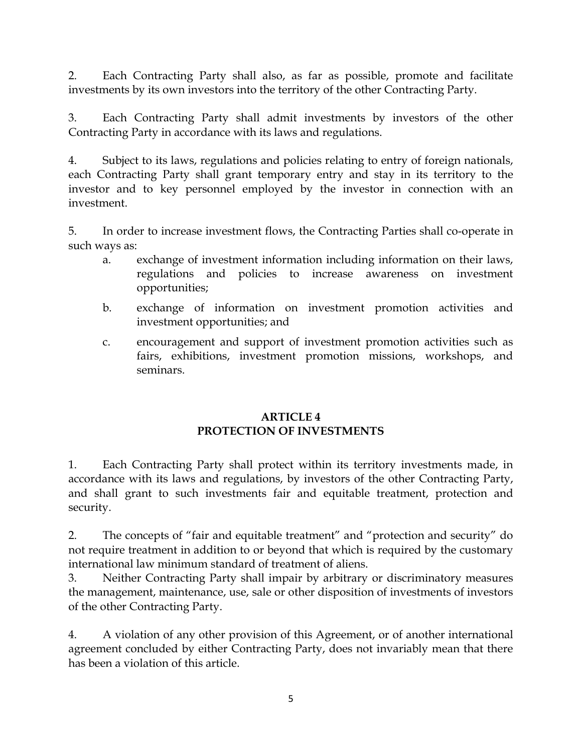2. Each Contracting Party shall also, as far as possible, promote and facilitate investments by its own investors into the territory of the other Contracting Party.

3. Each Contracting Party shall admit investments by investors of the other Contracting Party in accordance with its laws and regulations.

4. Subject to its laws, regulations and policies relating to entry of foreign nationals, each Contracting Party shall grant temporary entry and stay in its territory to the investor and to key personnel employed by the investor in connection with an investment.

5. In order to increase investment flows, the Contracting Parties shall co-operate in such ways as:

   a. exchange of investment information including information on their laws, regulations and policies to increase awareness on investment opportunities;

   b. exchange of information on investment promotion activities and investment opportunities; and

   c. encouragement and support of investment promotion activities such as fairs, exhibitions, investment promotion missions, workshops, and seminars.

## ARTICLE 4
## PROTECTION OF INVESTMENTS

1. Each Contracting Party shall protect within its territory investments made, in accordance with its laws and regulations, by investors of the other Contracting Party, and shall grant to such investments fair and equitable treatment, protection and security.

2. The concepts of "fair and equitable treatment" and "protection and security" do not require treatment in addition to or beyond that which is required by the customary international law minimum standard of treatment of aliens.

3. Neither Contracting Party shall impair by arbitrary or discriminatory measures the management, maintenance, use, sale or other disposition of investments of investors of the other Contracting Party.

4. A violation of any other provision of this Agreement, or of another international agreement concluded by either Contracting Party, does not invariably mean that there has been a violation of this article.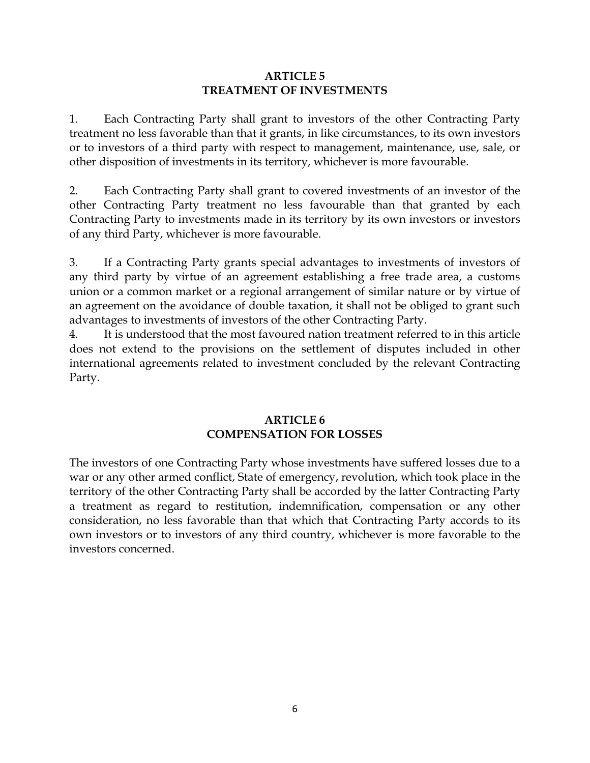## ARTICLE 5
## TREATMENT OF INVESTMENTS

1. Each Contracting Party shall grant to investors of the other Contracting Party treatment no less favorable than that it grants, in like circumstances, to its own investors or to investors of a third party with respect to management, maintenance, use, sale, or other disposition of investments in its territory, whichever is more favourable.

2. Each Contracting Party shall grant to covered investments of an investor of the other Contracting Party treatment no less favourable than that granted by each Contracting Party to investments made in its territory by its own investors or investors of any third Party, whichever is more favourable.

3. If a Contracting Party grants special advantages to investments of investors of any third party by virtue of an agreement establishing a free trade area, a customs union or a common market or a regional arrangement of similar nature or by virtue of an agreement on the avoidance of double taxation, it shall not be obliged to grant such advantages to investments of investors of the other Contracting Party.

4. It is understood that the most favoured nation treatment referred to in this article does not extend to the provisions on the settlement of disputes included in other international agreements related to investment concluded by the relevant Contracting Party.

## ARTICLE 6
## COMPENSATION FOR LOSSES

The investors of one Contracting Party whose investments have suffered losses due to a war or any other armed conflict, State of emergency, revolution, which took place in the territory of the other Contracting Party shall be accorded by the latter Contracting Party a treatment as regard to restitution, indemnification, compensation or any other consideration, no less favorable than that which that Contracting Party accords to its own investors or to investors of any third country, whichever is more favorable to the investors concerned.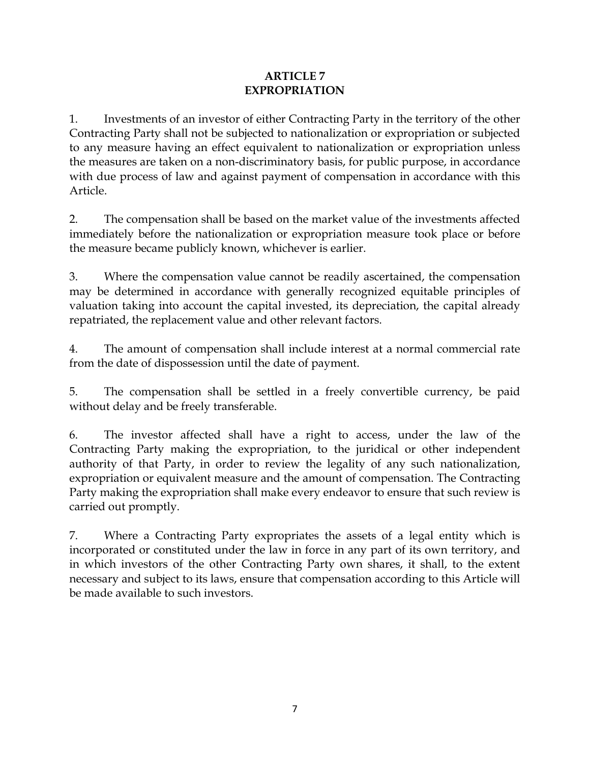# ARTICLE 7
# EXPROPRIATION

1. Investments of an investor of either Contracting Party in the territory of the other Contracting Party shall not be subjected to nationalization or expropriation or subjected to any measure having an effect equivalent to nationalization or expropriation unless the measures are taken on a non-discriminatory basis, for public purpose, in accordance with due process of law and against payment of compensation in accordance with this Article.

2. The compensation shall be based on the market value of the investments affected immediately before the nationalization or expropriation measure took place or before the measure became publicly known, whichever is earlier.

3. Where the compensation value cannot be readily ascertained, the compensation may be determined in accordance with generally recognized equitable principles of valuation taking into account the capital invested, its depreciation, the capital already repatriated, the replacement value and other relevant factors.

4. The amount of compensation shall include interest at a normal commercial rate from the date of dispossession until the date of payment.

5. The compensation shall be settled in a freely convertible currency, be paid without delay and be freely transferable.

6. The investor affected shall have a right to access, under the law of the Contracting Party making the expropriation, to the juridical or other independent authority of that Party, in order to review the legality of any such nationalization, expropriation or equivalent measure and the amount of compensation. The Contracting Party making the expropriation shall make every endeavor to ensure that such review is carried out promptly.

7. Where a Contracting Party expropriates the assets of a legal entity which is incorporated or constituted under the law in force in any part of its own territory, and in which investors of the other Contracting Party own shares, it shall, to the extent necessary and subject to its laws, ensure that compensation according to this Article will be made available to such investors.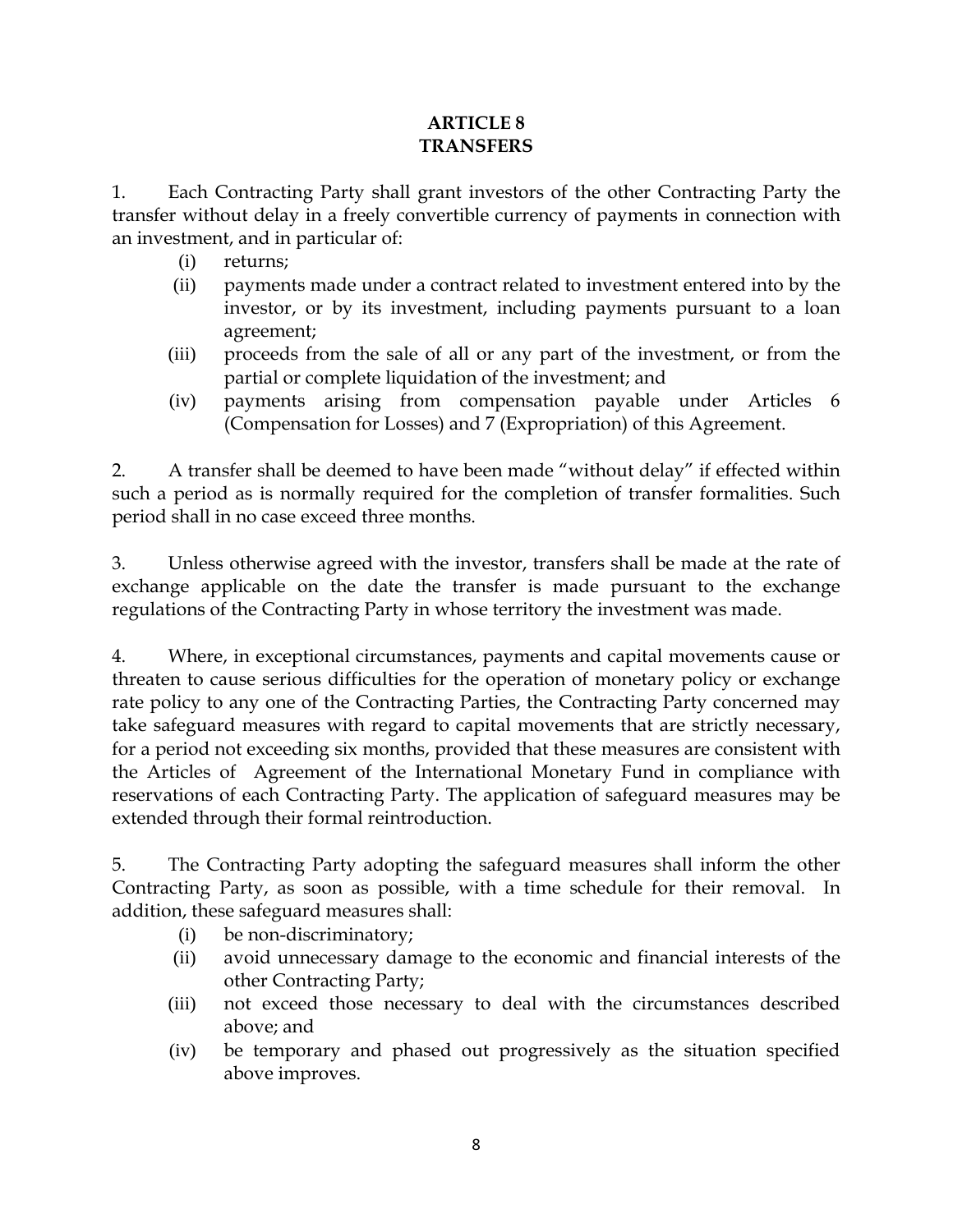## ARTICLE 8
## TRANSFERS

1. Each Contracting Party shall grant investors of the other Contracting Party the transfer without delay in a freely convertible currency of payments in connection with an investment, and in particular of:

   (i) returns;

   (ii) payments made under a contract related to investment entered into by the investor, or by its investment, including payments pursuant to a loan agreement;

   (iii) proceeds from the sale of all or any part of the investment, or from the partial or complete liquidation of the investment; and

   (iv) payments arising from compensation payable under Articles 6 (Compensation for Losses) and 7 (Expropriation) of this Agreement.

2. A transfer shall be deemed to have been made "without delay" if effected within such a period as is normally required for the completion of transfer formalities. Such period shall in no case exceed three months.

3. Unless otherwise agreed with the investor, transfers shall be made at the rate of exchange applicable on the date the transfer is made pursuant to the exchange regulations of the Contracting Party in whose territory the investment was made.

4. Where, in exceptional circumstances, payments and capital movements cause or threaten to cause serious difficulties for the operation of monetary policy or exchange rate policy to any one of the Contracting Parties, the Contracting Party concerned may take safeguard measures with regard to capital movements that are strictly necessary, for a period not exceeding six months, provided that these measures are consistent with the Articles of Agreement of the International Monetary Fund in compliance with reservations of each Contracting Party. The application of safeguard measures may be extended through their formal reintroduction.

5. The Contracting Party adopting the safeguard measures shall inform the other Contracting Party, as soon as possible, with a time schedule for their removal. In addition, these safeguard measures shall:

   (i) be non-discriminatory;

   (ii) avoid unnecessary damage to the economic and financial interests of the other Contracting Party;

   (iii) not exceed those necessary to deal with the circumstances described above; and

   (iv) be temporary and phased out progressively as the situation specified above improves.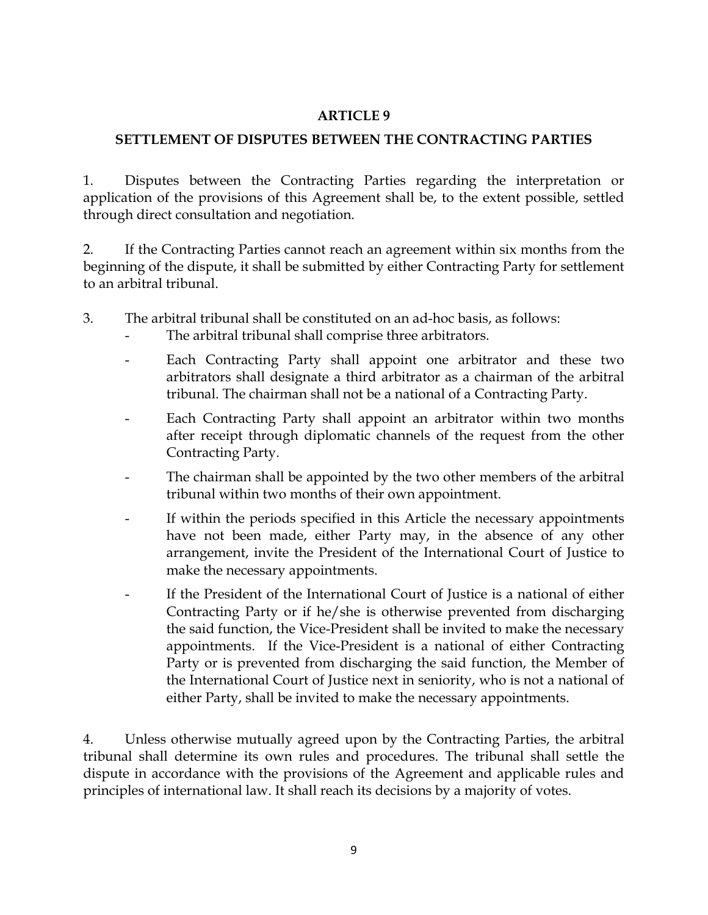## ARTICLE 9

## SETTLEMENT OF DISPUTES BETWEEN THE CONTRACTING PARTIES

1. Disputes between the Contracting Parties regarding the interpretation or application of the provisions of this Agreement shall be, to the extent possible, settled through direct consultation and negotiation.

2. If the Contracting Parties cannot reach an agreement within six months from the beginning of the dispute, it shall be submitted by either Contracting Party for settlement to an arbitral tribunal.

3. The arbitral tribunal shall be constituted on an ad-hoc basis, as follows:
   - The arbitral tribunal shall comprise three arbitrators.
   - Each Contracting Party shall appoint one arbitrator and these two arbitrators shall designate a third arbitrator as a chairman of the arbitral tribunal. The chairman shall not be a national of a Contracting Party.
   - Each Contracting Party shall appoint an arbitrator within two months after receipt through diplomatic channels of the request from the other Contracting Party.
   - The chairman shall be appointed by the two other members of the arbitral tribunal within two months of their own appointment.
   - If within the periods specified in this Article the necessary appointments have not been made, either Party may, in the absence of any other arrangement, invite the President of the International Court of Justice to make the necessary appointments.
   - If the President of the International Court of Justice is a national of either Contracting Party or if he/she is otherwise prevented from discharging the said function, the Vice-President shall be invited to make the necessary appointments. If the Vice-President is a national of either Contracting Party or is prevented from discharging the said function, the Member of the International Court of Justice next in seniority, who is not a national of either Party, shall be invited to make the necessary appointments.

4. Unless otherwise mutually agreed upon by the Contracting Parties, the arbitral tribunal shall determine its own rules and procedures. The tribunal shall settle the dispute in accordance with the provisions of the Agreement and applicable rules and principles of international law. It shall reach its decisions by a majority of votes.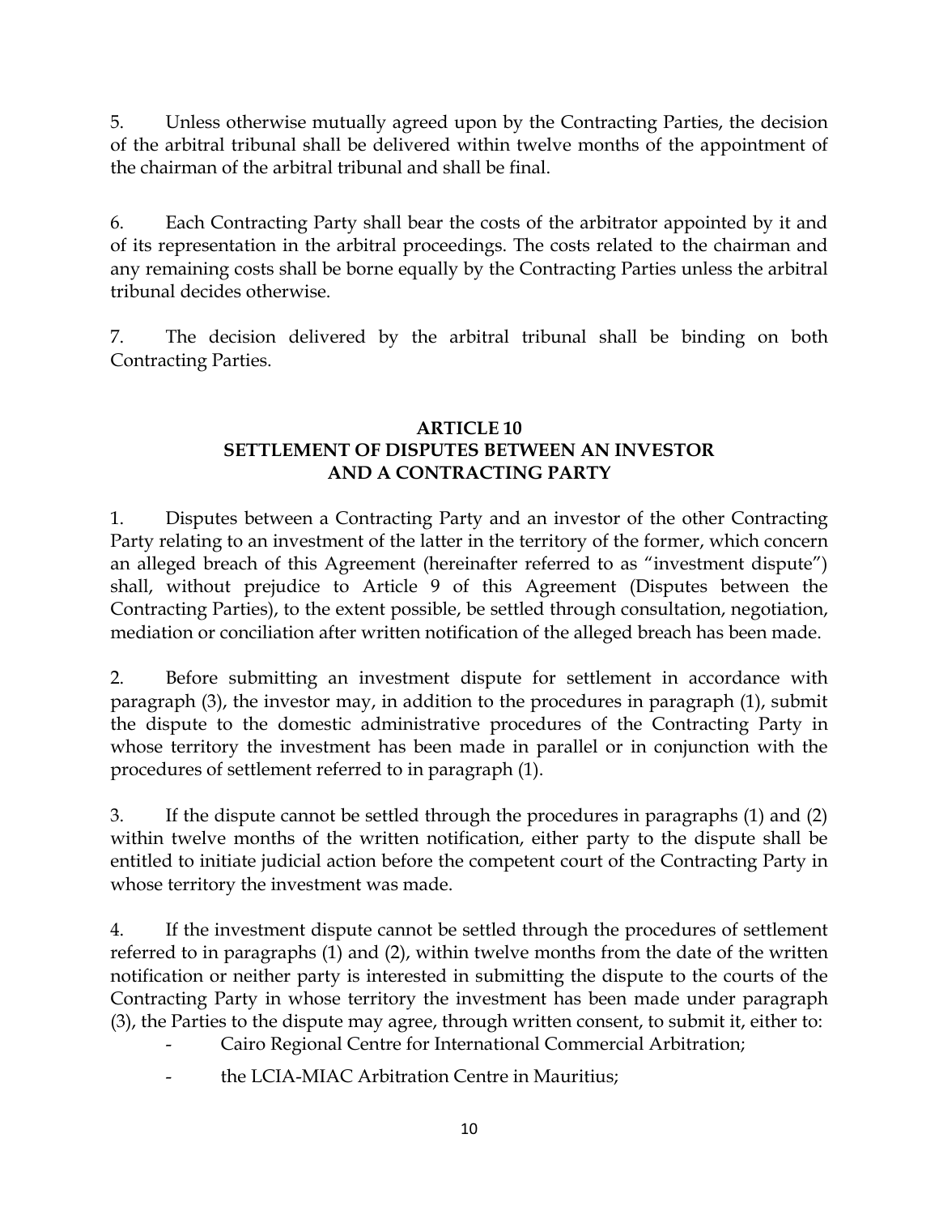5. Unless otherwise mutually agreed upon by the Contracting Parties, the decision of the arbitral tribunal shall be delivered within twelve months of the appointment of the chairman of the arbitral tribunal and shall be final.

6. Each Contracting Party shall bear the costs of the arbitrator appointed by it and of its representation in the arbitral proceedings. The costs related to the chairman and any remaining costs shall be borne equally by the Contracting Parties unless the arbitral tribunal decides otherwise.

7. The decision delivered by the arbitral tribunal shall be binding on both Contracting Parties.

## ARTICLE 10
## SETTLEMENT OF DISPUTES BETWEEN AN INVESTOR AND A CONTRACTING PARTY

1. Disputes between a Contracting Party and an investor of the other Contracting Party relating to an investment of the latter in the territory of the former, which concern an alleged breach of this Agreement (hereinafter referred to as "investment dispute") shall, without prejudice to Article 9 of this Agreement (Disputes between the Contracting Parties), to the extent possible, be settled through consultation, negotiation, mediation or conciliation after written notification of the alleged breach has been made.

2. Before submitting an investment dispute for settlement in accordance with paragraph (3), the investor may, in addition to the procedures in paragraph (1), submit the dispute to the domestic administrative procedures of the Contracting Party in whose territory the investment has been made in parallel or in conjunction with the procedures of settlement referred to in paragraph (1).

3. If the dispute cannot be settled through the procedures in paragraphs (1) and (2) within twelve months of the written notification, either party to the dispute shall be entitled to initiate judicial action before the competent court of the Contracting Party in whose territory the investment was made.

4. If the investment dispute cannot be settled through the procedures of settlement referred to in paragraphs (1) and (2), within twelve months from the date of the written notification or neither party is interested in submitting the dispute to the courts of the Contracting Party in whose territory the investment has been made under paragraph (3), the Parties to the dispute may agree, through written consent, to submit it, either to:

- Cairo Regional Centre for International Commercial Arbitration;
- the LCIA-MIAC Arbitration Centre in Mauritius;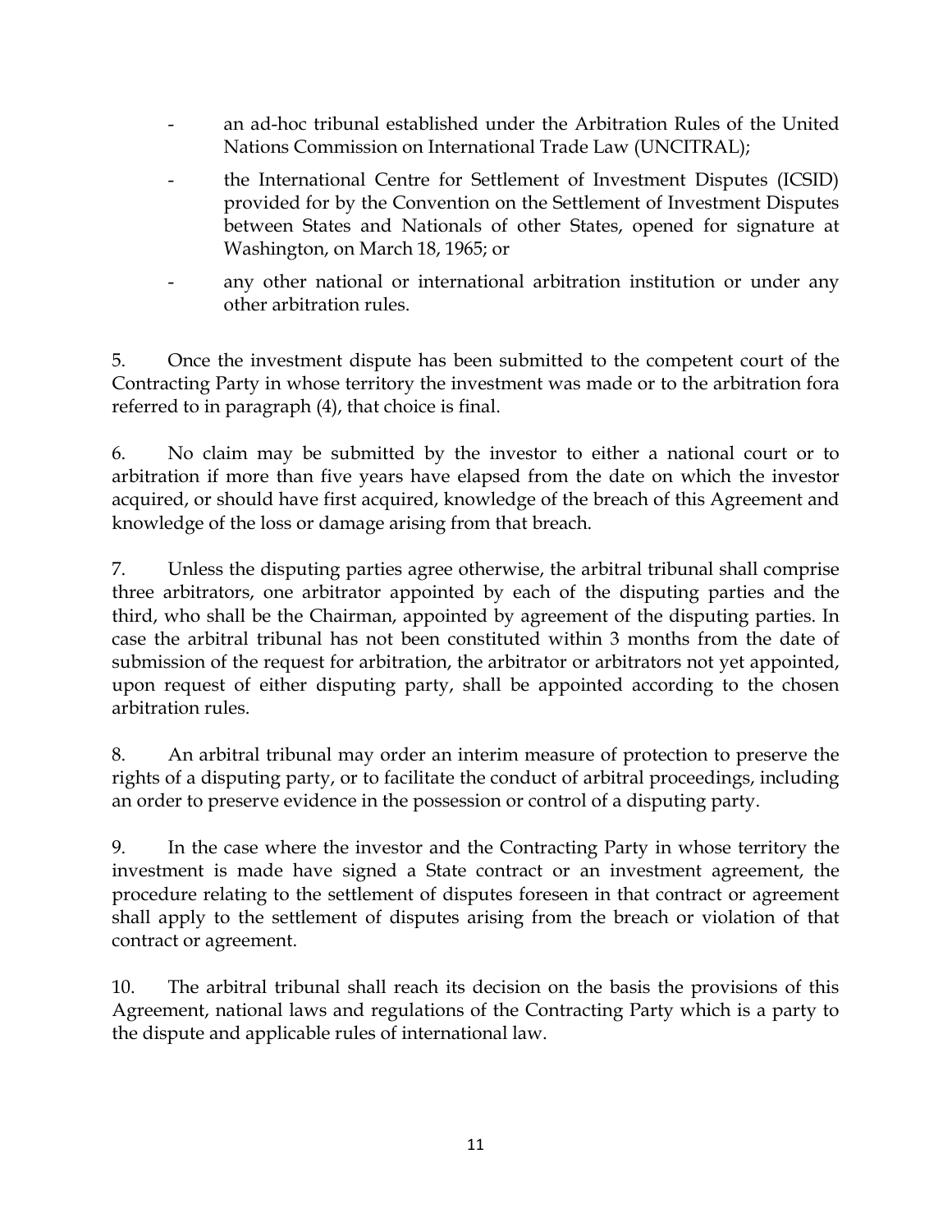- an ad-hoc tribunal established under the Arbitration Rules of the United Nations Commission on International Trade Law (UNCITRAL);
- the International Centre for Settlement of Investment Disputes (ICSID) provided for by the Convention on the Settlement of Investment Disputes between States and Nationals of other States, opened for signature at Washington, on March 18, 1965; or
- any other national or international arbitration institution or under any other arbitration rules.

5. Once the investment dispute has been submitted to the competent court of the Contracting Party in whose territory the investment was made or to the arbitration fora referred to in paragraph (4), that choice is final.

6. No claim may be submitted by the investor to either a national court or to arbitration if more than five years have elapsed from the date on which the investor acquired, or should have first acquired, knowledge of the breach of this Agreement and knowledge of the loss or damage arising from that breach.

7. Unless the disputing parties agree otherwise, the arbitral tribunal shall comprise three arbitrators, one arbitrator appointed by each of the disputing parties and the third, who shall be the Chairman, appointed by agreement of the disputing parties. In case the arbitral tribunal has not been constituted within 3 months from the date of submission of the request for arbitration, the arbitrator or arbitrators not yet appointed, upon request of either disputing party, shall be appointed according to the chosen arbitration rules.

8. An arbitral tribunal may order an interim measure of protection to preserve the rights of a disputing party, or to facilitate the conduct of arbitral proceedings, including an order to preserve evidence in the possession or control of a disputing party.

9. In the case where the investor and the Contracting Party in whose territory the investment is made have signed a State contract or an investment agreement, the procedure relating to the settlement of disputes foreseen in that contract or agreement shall apply to the settlement of disputes arising from the breach or violation of that contract or agreement.

10. The arbitral tribunal shall reach its decision on the basis the provisions of this Agreement, national laws and regulations of the Contracting Party which is a party to the dispute and applicable rules of international law.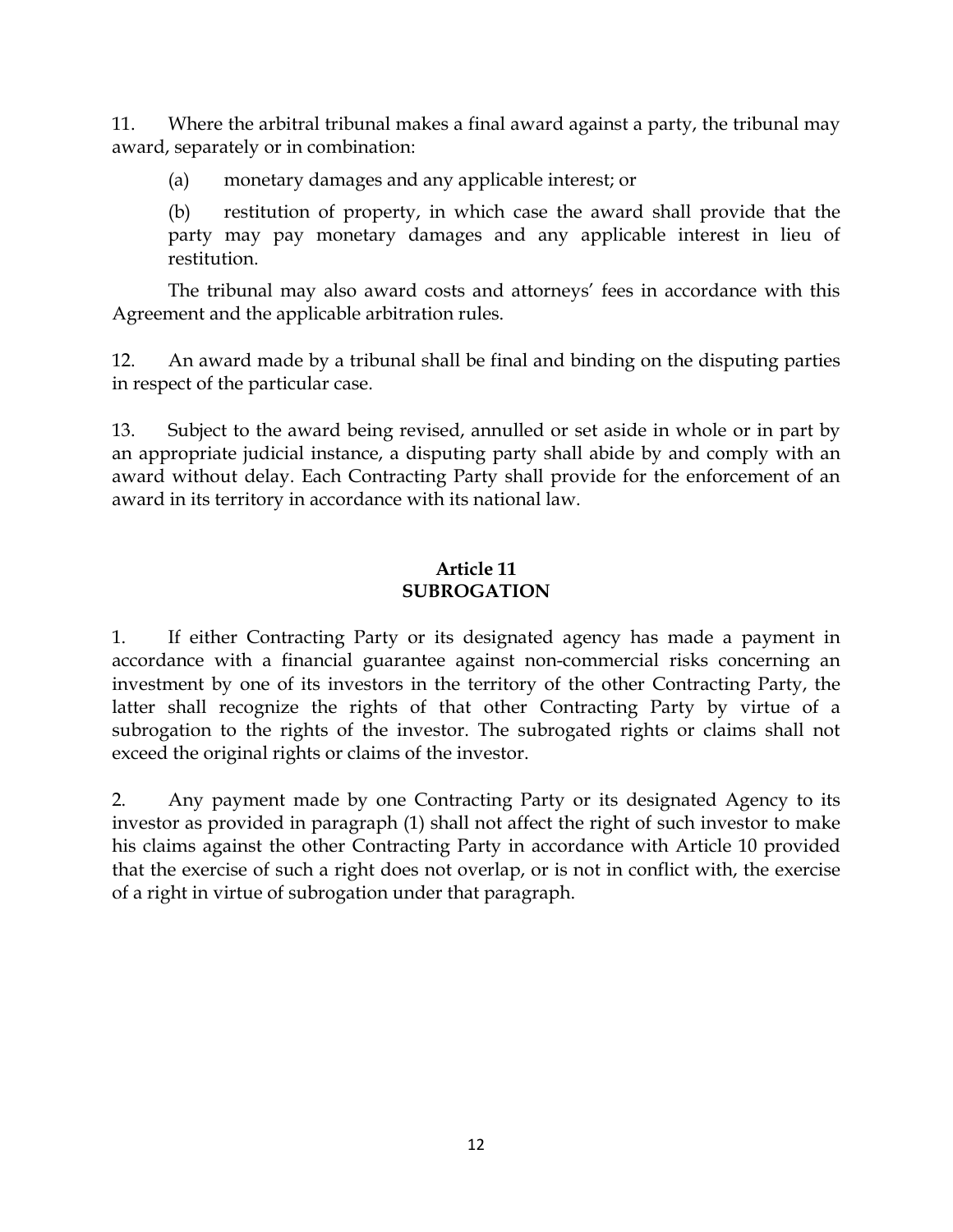11. Where the arbitral tribunal makes a final award against a party, the tribunal may award, separately or in combination:

(a) monetary damages and any applicable interest; or

(b) restitution of property, in which case the award shall provide that the party may pay monetary damages and any applicable interest in lieu of restitution.

The tribunal may also award costs and attorneys' fees in accordance with this Agreement and the applicable arbitration rules.

12. An award made by a tribunal shall be final and binding on the disputing parties in respect of the particular case.

13. Subject to the award being revised, annulled or set aside in whole or in part by an appropriate judicial instance, a disputing party shall abide by and comply with an award without delay. Each Contracting Party shall provide for the enforcement of an award in its territory in accordance with its national law.

## Article 11
## SUBROGATION

1. If either Contracting Party or its designated agency has made a payment in accordance with a financial guarantee against non-commercial risks concerning an investment by one of its investors in the territory of the other Contracting Party, the latter shall recognize the rights of that other Contracting Party by virtue of a subrogation to the rights of the investor. The subrogated rights or claims shall not exceed the original rights or claims of the investor.

2. Any payment made by one Contracting Party or its designated Agency to its investor as provided in paragraph (1) shall not affect the right of such investor to make his claims against the other Contracting Party in accordance with Article 10 provided that the exercise of such a right does not overlap, or is not in conflict with, the exercise of a right in virtue of subrogation under that paragraph.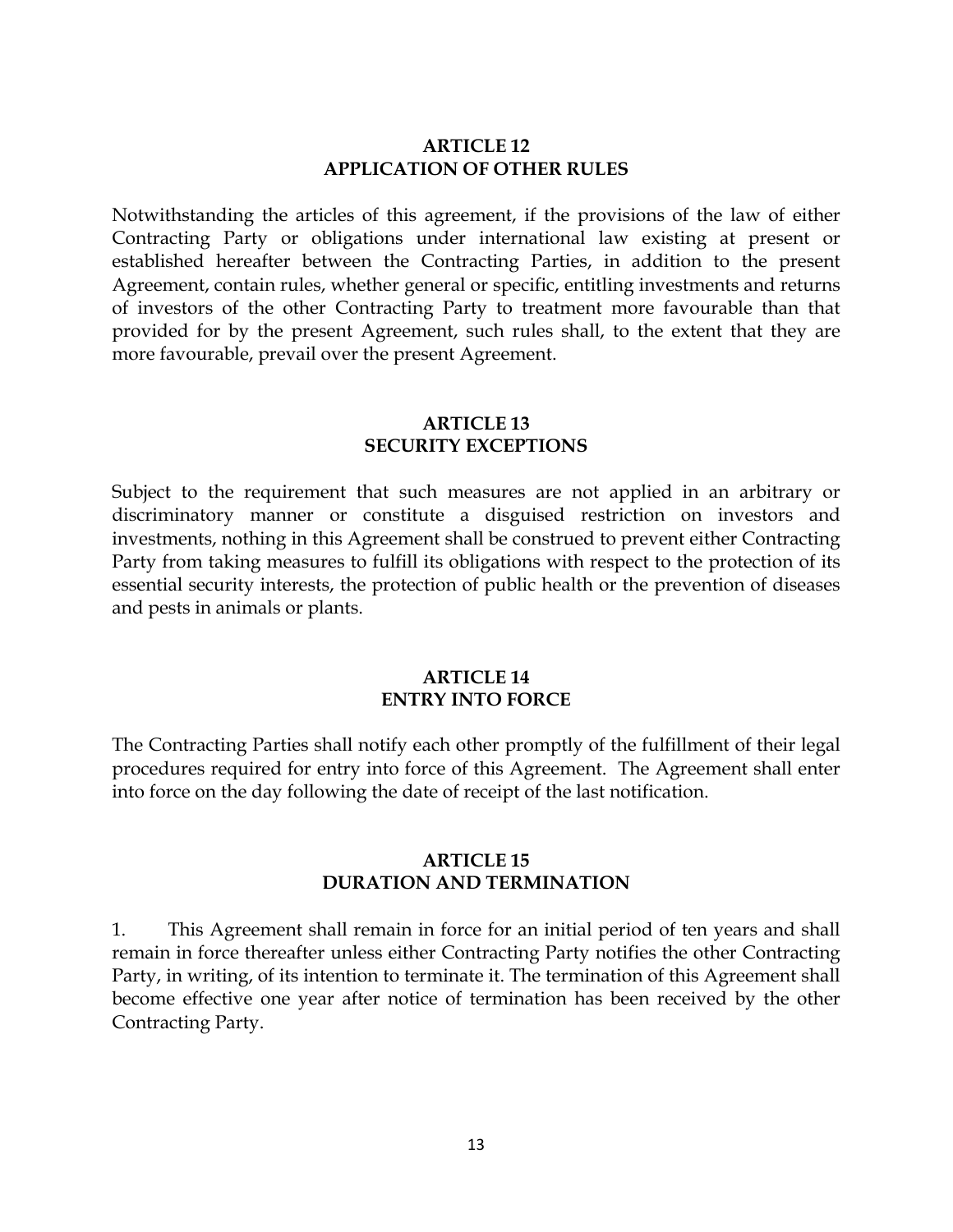## ARTICLE 12
## APPLICATION OF OTHER RULES

Notwithstanding the articles of this agreement, if the provisions of the law of either Contracting Party or obligations under international law existing at present or established hereafter between the Contracting Parties, in addition to the present Agreement, contain rules, whether general or specific, entitling investments and returns of investors of the other Contracting Party to treatment more favourable than that provided for by the present Agreement, such rules shall, to the extent that they are more favourable, prevail over the present Agreement.

## ARTICLE 13
## SECURITY EXCEPTIONS

Subject to the requirement that such measures are not applied in an arbitrary or discriminatory manner or constitute a disguised restriction on investors and investments, nothing in this Agreement shall be construed to prevent either Contracting Party from taking measures to fulfill its obligations with respect to the protection of its essential security interests, the protection of public health or the prevention of diseases and pests in animals or plants.

## ARTICLE 14
## ENTRY INTO FORCE

The Contracting Parties shall notify each other promptly of the fulfillment of their legal procedures required for entry into force of this Agreement. The Agreement shall enter into force on the day following the date of receipt of the last notification.

## ARTICLE 15
## DURATION AND TERMINATION

1. This Agreement shall remain in force for an initial period of ten years and shall remain in force thereafter unless either Contracting Party notifies the other Contracting Party, in writing, of its intention to terminate it. The termination of this Agreement shall become effective one year after notice of termination has been received by the other Contracting Party.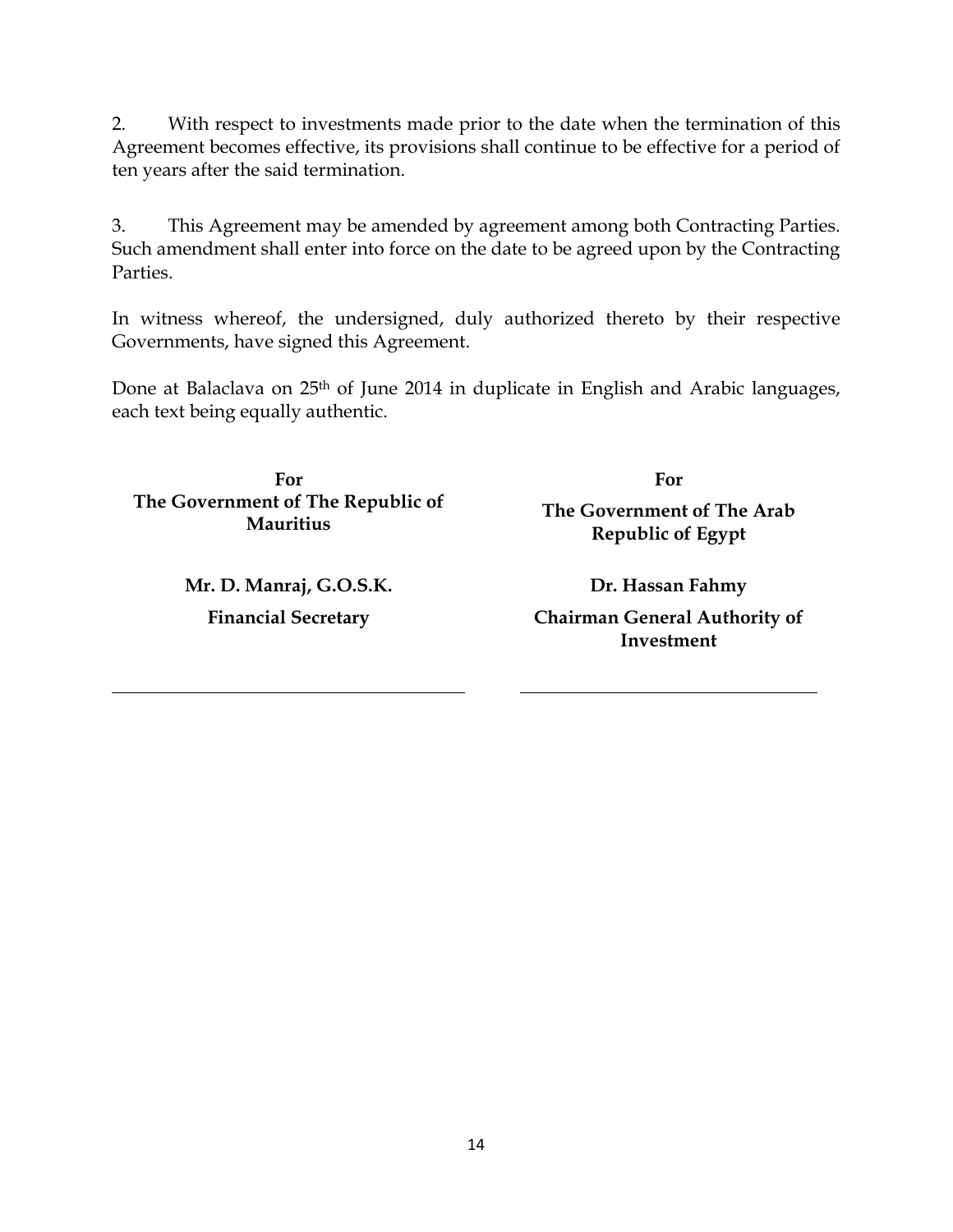2. With respect to investments made prior to the date when the termination of this Agreement becomes effective, its provisions shall continue to be effective for a period of ten years after the said termination.

3. This Agreement may be amended by agreement among both Contracting Parties. Such amendment shall enter into force on the date to be agreed upon by the Contracting Parties.

In witness whereof, the undersigned, duly authorized thereto by their respective Governments, have signed this Agreement.

Done at Balaclava on 25th of June 2014 in duplicate in English and Arabic languages, each text being equally authentic.

| **For The Government of The Republic of Mauritius** | **For The Government of The Arab Republic of Egypt** |
| --- | --- |
| **Mr. D. Manraj, G.O.S.K.** | **Dr. Hassan Fahmy** |
| **Financial Secretary** | **Chairman General Authority of Investment** |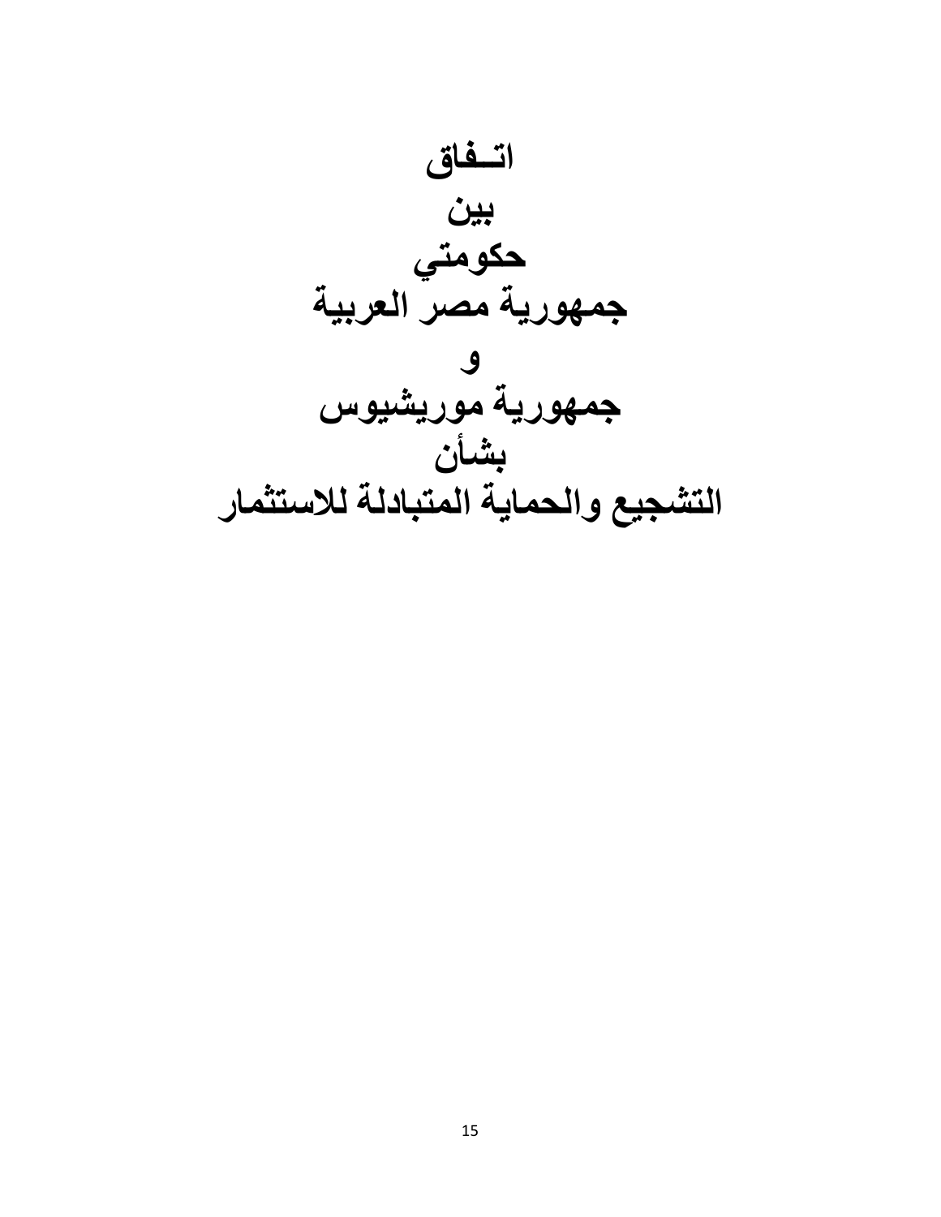# اتـفاق
# بين
# حكومتي
# جمهورية مصر العربية
# و
# جمهورية موريشيوس
# بشأن
# التشجيع والحماية المتبادلة للاستثمار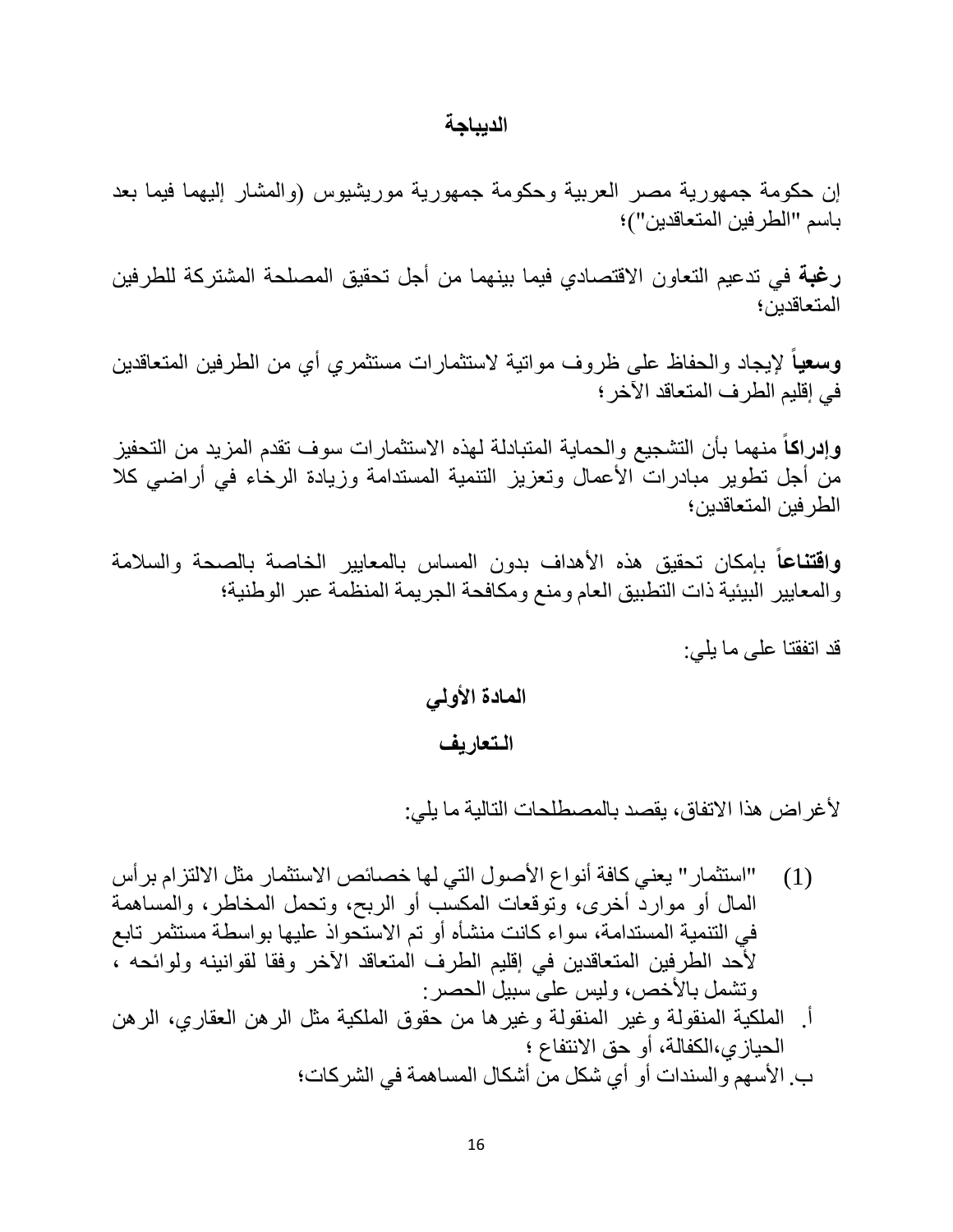## الديباجة

إن حكومة جمهورية مصر العربية وحكومة جمهورية موريشيوس (والمشار إليهما فيما بعد باسم "الطرفين المتعاقدين")؛

**رغبة** في تدعيم التعاون الاقتصادي فيما بينهما من أجل تحقيق المصلحة المشتركة للطرفين المتعاقدين؛

**وسعياً** لإيجاد والحفاظ على ظروف مواتية لاستثمارات مستثمري أي من الطرفين المتعاقدين في إقليم الطرف المتعاقد الآخر؛

**وإدراكاً** منهما بأن التشجيع والحماية المتبادلة لهذه الاستثمارات سوف تقدم المزيد من التحفيز من أجل تطوير مبادرات الأعمال وتعزيز التنمية المستدامة وزيادة الرخاء في أراضي كلا الطرفين المتعاقدين؛

**واقتناعاً** بإمكان تحقيق هذه الأهداف بدون المساس بالمعايير الخاصة بالصحة والسلامة والمعايير البيئية ذات التطبيق العام ومنع ومكافحة الجريمة المنظمة عبر الوطنية؛

قد اتفقتا على ما يلي:

## المادة الأولي

## الـتعاريف

لأغراض هذا الاتفاق، يقصد بالمصطلحات التالية ما يلي:

(1) "استثمار" يعني كافة أنواع الأصول التي لها خصائص الاستثمار مثل الالتزام برأس المال أو موارد أخرى، وتوقعات المكسب أو الربح، وتحمل المخاطر، والمساهمة في التنمية المستدامة، سواء كانت منشأه أو تم الاستحواذ عليها بواسطة مستثمر تابع لأحد الطرفين المتعاقدين في إقليم الطرف المتعاقد الآخر وفقا لقوانينه ولوائحه ، وتشمل بالأخص، وليس على سبيل الحصر:

أ. الملكية المنقولة وغير المنقولة وغيرها من حقوق الملكية مثل الرهن العقاري، الرهن الحيازي،الكفالة، أو حق الانتفاع ؛

ب. الأسهم والسندات أو أي شكل من أشكال المساهمة في الشركات؛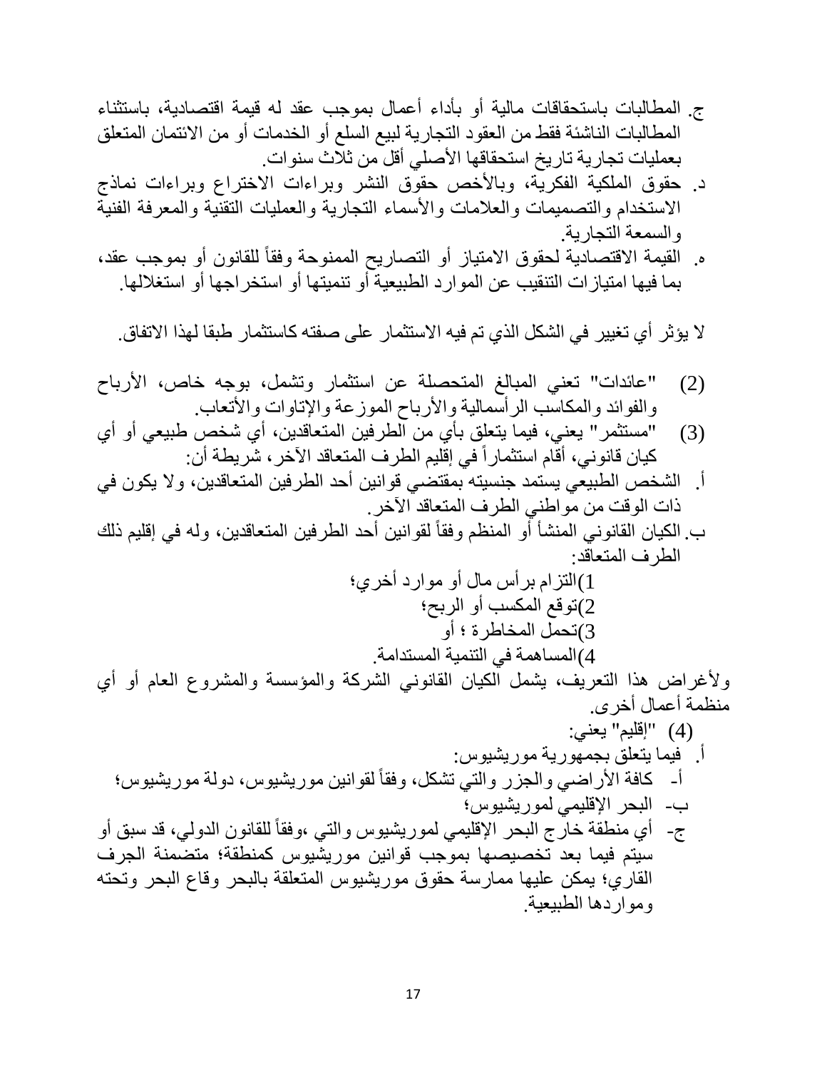ج. المطالبات باستحقاقات مالية أو بأداء أعمال بموجب عقد له قيمة اقتصادية، باستثناء المطالبات الناشئة فقط من العقود التجارية لبيع السلع أو الخدمات أو من الائتمان المتعلق بعمليات تجارية تاريخ استحقاقها الأصلي أقل من ثلاث سنوات.

د. حقوق الملكية الفكرية، وبالأخص حقوق النشر وبراءات الاختراع وبراءات نماذج الاستخدام والتصميمات والعلامات والأسماء التجارية والعمليات التقنية والمعرفة الفنية والسمعة التجارية.

ه. القيمة الاقتصادية لحقوق الامتياز أو التصاريح الممنوحة وفقاً للقانون أو بموجب عقد، بما فيها امتيازات التنقيب عن الموارد الطبيعية أو تنميتها أو استخراجها أو استغلالها.

لا يؤثر أي تغيير في الشكل الذي تم فيه الاستثمار على صفته كاستثمار طبقا لهذا الاتفاق.

(2) "عائدات" تعني المبالغ المتحصلة عن استثمار وتشمل، بوجه خاص، الأرباح والفوائد والمكاسب الرأسمالية والأرباح الموزعة والإتاوات والأتعاب.

(3) "مستثمر" يعني، فيما يتعلق بأي من الطرفين المتعاقدين، أي شخص طبيعي أو أي كيان قانوني، أقام استثماراً في إقليم الطرف المتعاقد الآخر، شريطة أن:

أ. الشخص الطبيعي يستمد جنسيته بمقتضي قوانين أحد الطرفين المتعاقدين، ولا يكون في ذات الوقت من مواطني الطرف المتعاقد الآخر.

ب. الكيان القانوني المنشأ أو المنظم وفقاً لقوانين أحد الطرفين المتعاقدين، وله في إقليم ذلك الطرف المتعاقد:

1) التزام برأس مال أو موارد أخري؛
2) توقع المكسب أو الربح؛
3) تحمل المخاطرة ؛ أو
4) المساهمة في التنمية المستدامة.

ولأغراض هذا التعريف، يشمل الكيان القانوني الشركة والمؤسسة والمشروع العام أو أي منظمة أعمال أخرى.

(4) "إقليم" يعني:

أ. فيما يتعلق بجمهورية موريشيوس:

أ- كافة الأراضي والجزر والتي تشكل، وفقاً لقوانين موريشيوس، دولة موريشيوس؛

ب- البحر الإقليمي لموريشيوس؛

ج- أي منطقة خارج البحر الإقليمي لموريشيوس والتي ،وفقاً للقانون الدولي، قد سبق أو سيتم فيما بعد تخصيصها بموجب قوانين موريشيوس كمنطقة؛ متضمنة الجرف القاري؛ يمكن عليها ممارسة حقوق موريشيوس المتعلقة بالبحر وقاع البحر وتحته ومواردها الطبيعية.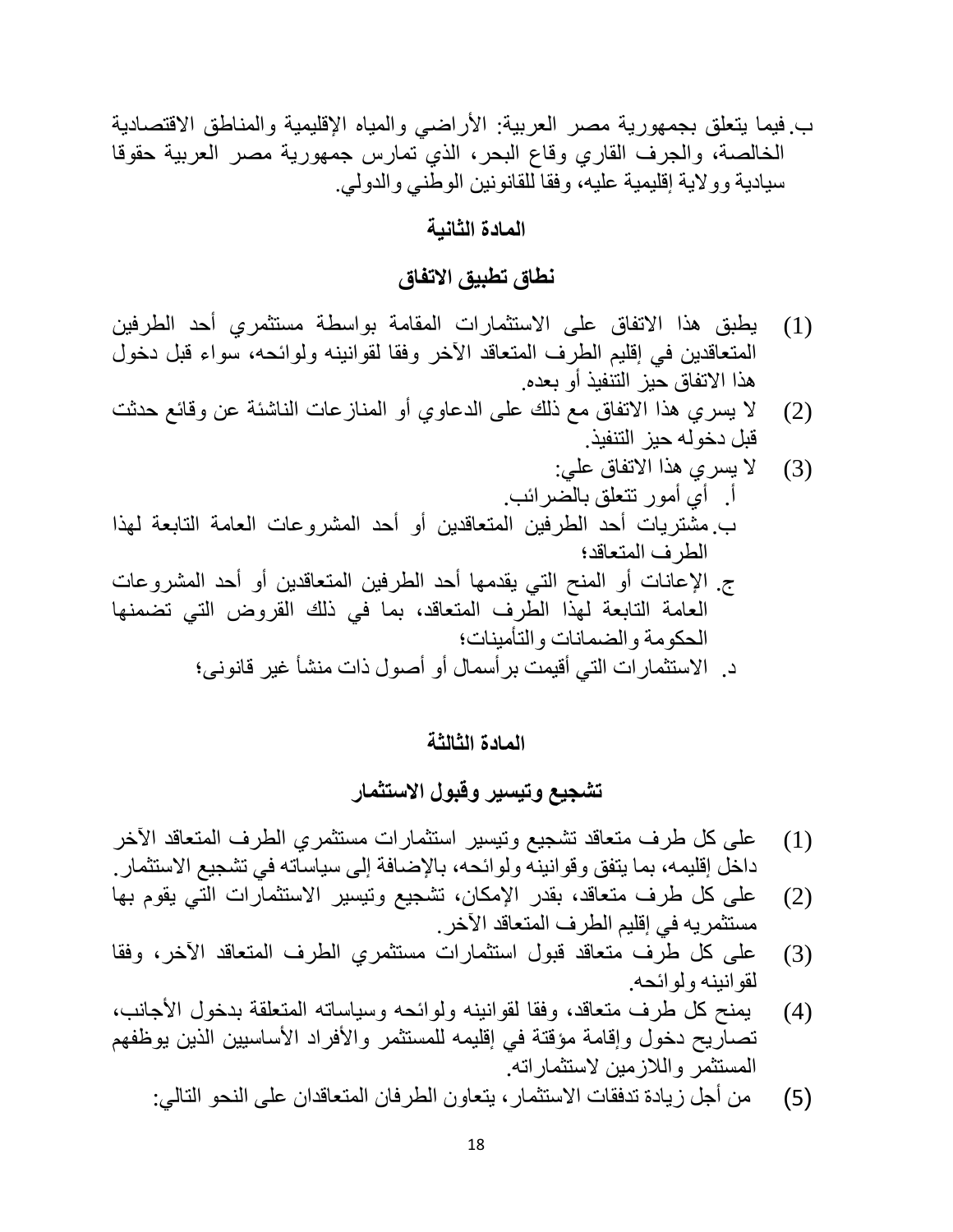ب. فيما يتعلق بجمهورية مصر العربية: الأراضي والمياه الإقليمية والمناطق الاقتصادية الخالصة، والجرف القاري وقاع البحر، الذي تمارس جمهورية مصر العربية حقوقا سيادية وولاية إقليمية عليه، وفقا للقانونين الوطني والدولي.

## المادة الثانية

## نطاق تطبيق الاتفاق

(1) يطبق هذا الاتفاق على الاستثمارات المقامة بواسطة مستثمري أحد الطرفين المتعاقدين في إقليم الطرف المتعاقد الآخر وفقا لقوانينه ولوائحه، سواء قبل دخول هذا الاتفاق حيز التنفيذ أو بعده.

(2) لا يسري هذا الاتفاق مع ذلك على الدعاوي أو المنازعات الناشئة عن وقائع حدثت قبل دخوله حيز التنفيذ.

(3) لا يسري هذا الاتفاق علي:

أ. أي أمور تتعلق بالضرائب.

ب. مشتريات أحد الطرفين المتعاقدين أو أحد المشروعات العامة التابعة لهذا الطرف المتعاقد؛

ج. الإعانات أو المنح التي يقدمها أحد الطرفين المتعاقدين أو أحد المشروعات العامة التابعة لهذا الطرف المتعاقد، بما في ذلك القروض التي تضمنها الحكومة والضمانات والتأمينات؛

د. الاستثمارات التي أقيمت برأسمال أو أصول ذات منشأ غير قانونى؛

## المادة الثالثة

## تشجيع وتيسير وقبول الاستثمار

(1) على كل طرف متعاقد تشجيع وتيسير استثمارات مستثمري الطرف المتعاقد الآخر داخل إقليمه، بما يتفق وقوانينه ولوائحه، بالإضافة إلى سياساته في تشجيع الاستثمار.

(2) على كل طرف متعاقد، بقدر الإمكان، تشجيع وتيسير الاستثمارات التي يقوم بها مستثمريه في إقليم الطرف المتعاقد الآخر.

(3) على كل طرف متعاقد قبول استثمارات مستثمري الطرف المتعاقد الآخر، وفقا لقوانينه ولوائحه.

(4) يمنح كل طرف متعاقد، وفقا لقوانينه ولوائحه وسياساته المتعلقة بدخول الأجانب، تصاريح دخول وإقامة مؤقتة في إقليمه للمستثمر والأفراد الأساسيين الذين يوظفهم المستثمر واللازمين لاستثماراته.

(5) من أجل زيادة تدفقات الاستثمار، يتعاون الطرفان المتعاقدان على النحو التالي: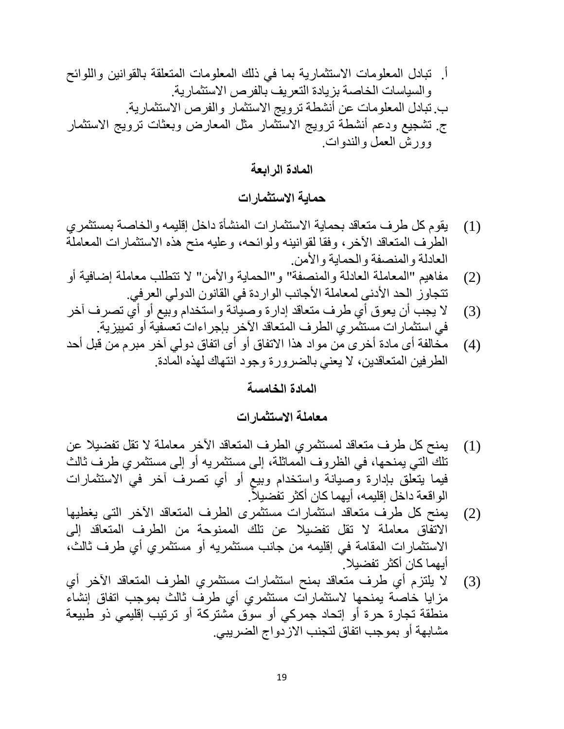أ. تبادل المعلومات الاستثمارية بما في ذلك المعلومات المتعلقة بالقوانين واللوائح والسياسات الخاصة بزيادة التعريف بالفرص الاستثمارية.

ب. تبادل المعلومات عن أنشطة ترويج الاستثمار والفرص الاستثمارية.

ج. تشجيع ودعم أنشطة ترويج الاستثمار مثل المعارض وبعثات ترويج الاستثمار وورش العمل والندوات.

### المادة الرابعة

### حماية الاستثمارات

(1) يقوم كل طرف متعاقد بحماية الاستثمارات المنشأة داخل إقليمه والخاصة بمستثمري الطرف المتعاقد الآخر، وفقا لقوانينه ولوائحه، وعليه منح هذه الاستثمارات المعاملة العادلة والمنصفة والحماية والأمن.

(2) مفاهيم "المعاملة العادلة والمنصفة" و"الحماية والأمن" لا تتطلب معاملة إضافية أو تتجاوز الحد الأدنى لمعاملة الأجانب الواردة في القانون الدولي العرفي.

(3) لا يجب أن يعوق أي طرف متعاقد إدارة وصيانة واستخدام وبيع أو أي تصرف آخر في استثمارات مستثمري الطرف المتعاقد الآخر بإجراءات تعسفية أو تمييزية.

(4) مخالفة أى مادة أخرى من مواد هذا الاتفاق أو أى اتفاق دولي آخر مبرم من قبل أحد الطرفين المتعاقدين، لا يعني بالضرورة وجود انتهاك لهذه المادة.

### المادة الخامسة

### معاملة الاستثمارات

(1) يمنح كل طرف متعاقد لمستثمري الطرف المتعاقد الآخر معاملة لا تقل تفضيلا عن تلك التي يمنحها، في الظروف المماثلة، إلى مستثمريه أو إلى مستثمري طرف ثالث فيما يتعلق بإدارة وصيانة واستخدام وبيع أو أي تصرف آخر في الاستثمارات الواقعة داخل إقليمه، أيهما كان أكثر تفضيلاً.

(2) يمنح كل طرف متعاقد استثمارات مستثمرى الطرف المتعاقد الآخر التى يغطيها الاتفاق معاملة لا تقل تفضيلا عن تلك الممنوحة من الطرف المتعاقد إلى الاستثمارات المقامة في إقليمه من جانب مستثمريه أو مستثمري أي طرف ثالث، أيهما كان أكثر تفضيلا.

(3) لا يلتزم أي طرف متعاقد بمنح استثمارات مستثمري الطرف المتعاقد الآخر أي مزايا خاصة يمنحها لاستثمارات مستثمري أي طرف ثالث بموجب اتفاق إنشاء منطقة تجارة حرة أو إتحاد جمركي أو سوق مشتركة أو ترتيب إقليمي ذو طبيعة مشابهة أو بموجب اتفاق لتجنب الازدواج الضريبي.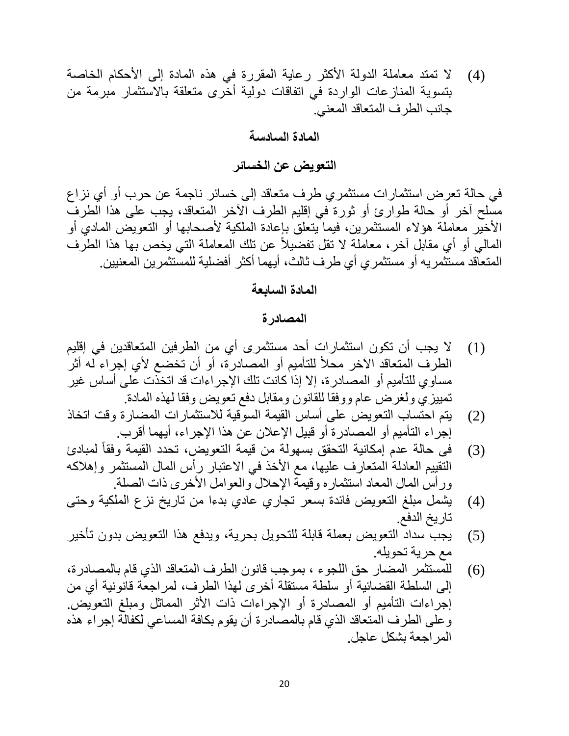(4) لا تمتد معاملة الدولة الأكثر رعاية المقررة في هذه المادة إلى الأحكام الخاصة بتسوية المنازعات الواردة في اتفاقات دولية أخرى متعلقة بالاستثمار مبرمة من جانب الطرف المتعاقد المعني.

## المادة السادسة

## التعويض عن الخسائر

في حالة تعرض استثمارات مستثمري طرف متعاقد إلى خسائر ناجمة عن حرب أو أي نزاع مسلح آخر أو حالة طوارئ أو ثورة في إقليم الطرف الآخر المتعاقد، يجب على هذا الطرف الأخير معاملة هؤلاء المستثمرين، فيما يتعلق بإعادة الملكية لأصحابها أو التعويض المادي أو المالي أو أي مقابل آخر، معاملة لا تقل تفضيلاً عن تلك المعاملة التي يخص بها هذا الطرف المتعاقد مستثمريه أو مستثمري أي طرف ثالث، أيهما أكثر أفضلية للمستثمرين المعنيين.

## المادة السابعة

## المصادرة

(1) لا يجب أن تكون استثمارات أحد مستثمرى أي من الطرفين المتعاقدين في إقليم الطرف المتعاقد الآخر محلاً للتأميم أو المصادرة، أو أن تخضع لأي إجراء له أثر مساوي للتأميم أو المصادرة، إلا إذا كانت تلك الإجراءات قد اتخذت على أساس غير تمييزي ولغرض عام ووفقا للقانون ومقابل دفع تعويض وفقا لهذه المادة.

(2) يتم احتساب التعويض على أساس القيمة السوقية للاستثمارات المضارة وقت اتخاذ إجراء التأميم أو المصادرة أو قبيل الإعلان عن هذا الإجراء، أيهما أقرب.

(3) فى حالة عدم إمكانية التحقق بسهولة من قيمة التعويض، تحدد القيمة وفقاً لمبادئ التقييم العادلة المتعارف عليها، مع الأخذ في الاعتبار رأس المال المستثمر وإهلاكه ورأس المال المعاد استثماره وقيمة الإحلال والعوامل الأخرى ذات الصلة.

(4) يشمل مبلغ التعويض فائدة بسعر تجاري عادي بدءا من تاريخ نزع الملكية وحتى تاريخ الدفع.

(5) يجب سداد التعويض بعملة قابلة للتحويل بحرية، ويدفع هذا التعويض بدون تأخير مع حرية تحويله.

(6) للمستثمر المضار حق اللجوء ، بموجب قانون الطرف المتعاقد الذي قام بالمصادرة، إلى السلطة القضائية أو سلطة مستقلة أخرى لهذا الطرف، لمراجعة قانونية أي من إجراءات التأميم أو المصادرة أو الإجراءات ذات الأثر المماثل ومبلغ التعويض. وعلى الطرف المتعاقد الذي قام بالمصادرة أن يقوم بكافة المساعي لكفالة إجراء هذه المراجعة بشكل عاجل.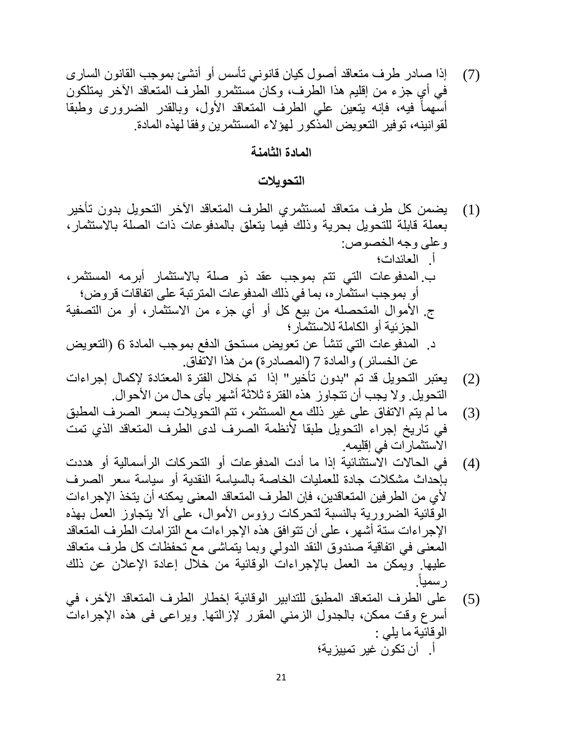(7) إذا صادر طرف متعاقد أصول كيان قانوني تأسس أو أنشئ بموجب القانون السارى في أي جزء من إقليم هذا الطرف، وكان مستثمرو الطرف المتعاقد الآخر يمتلكون أسهماً فيه، فإنه يتعين علي الطرف المتعاقد الأول، وبالقدر الضرورى وطبقا لقوانينه، توفير التعويض المذكور لهؤلاء المستثمرين وفقا لهذه المادة.

**المادة الثامنة**

**التحويلات**

(1) يضمن كل طرف متعاقد لمستثمري الطرف المتعاقد الآخر التحويل بدون تأخير بعملة قابلة للتحويل بحرية وذلك فيما يتعلق بالمدفوعات ذات الصلة بالاستثمار، وعلى وجه الخصوص:

أ. العائدات؛

ب. المدفوعات التي تتم بموجب عقد ذو صلة بالاستثمار أبرمه المستثمر، أو بموجب استثماره، بما في ذلك المدفوعات المترتبة على اتفاقات قروض؛

ج. الأموال المتحصله من بيع كل أو أي جزء من الاستثمار، أو من التصفية الجزئية أو الكاملة للاستثمار؛

د. المدفوعات التي تنشأ عن تعويض مستحق الدفع بموجب المادة 6 (التعويض عن الخسائر) والمادة 7 (المصادرة) من هذا الاتفاق.

(2) يعتبر التحويل قد تم "بدون تأخير" إذا تم خلال الفترة المعتادة لإكمال إجراءات التحويل. ولا يجب أن تتجاوز هذه الفترة ثلاثة أشهر بأى حال من الأحوال.

(3) ما لم يتم الاتفاق على غير ذلك مع المستثمر، تتم التحويلات بسعر الصرف المطبق في تاريخ إجراء التحويل طبقا لأنظمة الصرف لدى الطرف المتعاقد الذي تمت الاستثمارات في إقليمه.

(4) في الحالات الاستثنائية إذا ما أدت المدفوعات أو التحركات الرأسمالية أو هددت بإحداث مشكلات جادة للعمليات الخاصة بالسياسة النقدية أو سياسة سعر الصرف لأي من الطرفين المتعاقدين، فإن الطرف المتعاقد المعنى يمكنه أن يتخذ الإجراءات الوقائية الضرورية بالنسبة لتحركات رؤوس الأموال، على ألا يتجاوز العمل بهذه الإجراءات ستة أشهر، على أن تتوافق هذه الإجراءات مع التزامات الطرف المتعاقد المعنى في اتفاقية صندوق النقد الدولي وبما يتماشى مع تحفظات كل طرف متعاقد عليها. ويمكن مد العمل بالإجراءات الوقائية من خلال إعادة الإعلان عن ذلك رسمياً.

(5) على الطرف المتعاقد المطبق للتدابير الوقائية إخطار الطرف المتعاقد الآخر، في أسرع وقت ممكن، بالجدول الزمني المقرر لإزالتها. ويراعى فى هذه الإجراءات الوقائية ما يلي :

أ. أن تكون غير تمييزية؛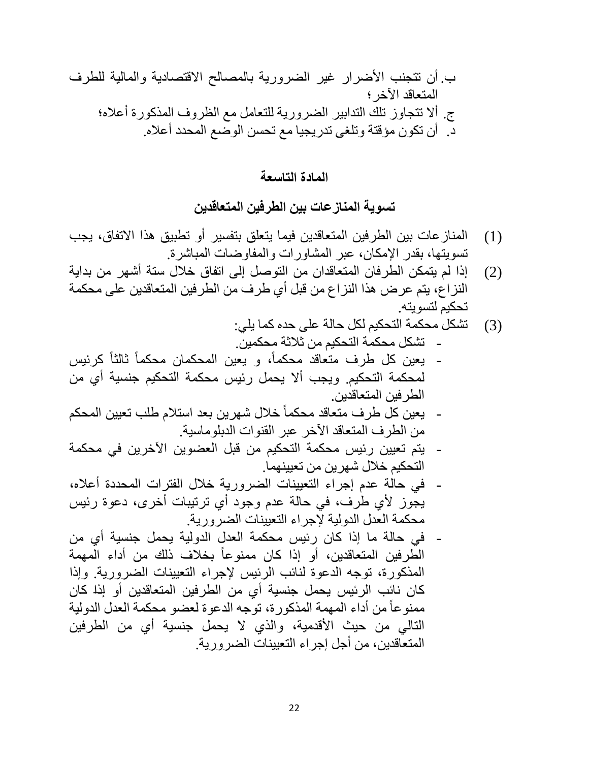ب. أن تتجنب الأضرار غير الضرورية بالمصالح الاقتصادية والمالية للطرف المتعاقد الآخر؛

ج. ألا تتجاوز تلك التدابير الضرورية للتعامل مع الظروف المذكورة أعلاه؛

د. أن تكون مؤقتة وتلغى تدريجيا مع تحسن الوضع المحدد أعلاه.

**المادة التاسعة**

**تسوية المنازعات بين الطرفين المتعاقدين**

(1) المنازعات بين الطرفين المتعاقدين فيما يتعلق بتفسير أو تطبيق هذا الاتفاق، يجب تسويتها، بقدر الإمكان، عبر المشاورات والمفاوضات المباشرة.

(2) إذا لم يتمكن الطرفان المتعاقدان من التوصل إلى اتفاق خلال ستة أشهر من بداية النزاع، يتم عرض هذا النزاع من قبل أي طرف من الطرفين المتعاقدين على محكمة تحكيم لتسويته.

(3) تشكل محكمة التحكيم لكل حالة على حده كما يلي:

- تشكل محكمة التحكيم من ثلاثة محكمين.
- يعين كل طرف متعاقد محكماً، و يعين المحكمان محكماً ثالثاً كرئيس لمحكمة التحكيم. ويجب ألا يحمل رئيس محكمة التحكيم جنسية أي من الطرفين المتعاقدين.
- يعين كل طرف متعاقد محكماً خلال شهرين بعد استلام طلب تعيين المحكم من الطرف المتعاقد الآخر عبر القنوات الدبلوماسية.
- يتم تعيين رئيس محكمة التحكيم من قبل العضوين الآخرين في محكمة التحكيم خلال شهرين من تعيينهما.
- في حالة عدم إجراء التعيينات الضرورية خلال الفترات المحددة أعلاه، يجوز لأي طرف، في حالة عدم وجود أي ترتيبات أخرى، دعوة رئيس محكمة العدل الدولية لإجراء التعيينات الضرورية.
- في حالة ما إذا كان رئيس محكمة العدل الدولية يحمل جنسية أي من الطرفين المتعاقدين، أو إذا كان ممنوعاً بخلاف ذلك من أداء المهمة المذكورة، توجه الدعوة لنائب الرئيس لإجراء التعيينات الضرورية. وإذا كان نائب الرئيس يحمل جنسية أي من الطرفين المتعاقدين أو إذا كان ممنوعاً من أداء المهمة المذكورة، توجه الدعوة لعضو محكمة العدل الدولية التالي من حيث الأقدمية، والذي لا يحمل جنسية أي من الطرفين المتعاقدين، من أجل إجراء التعيينات الضرورية.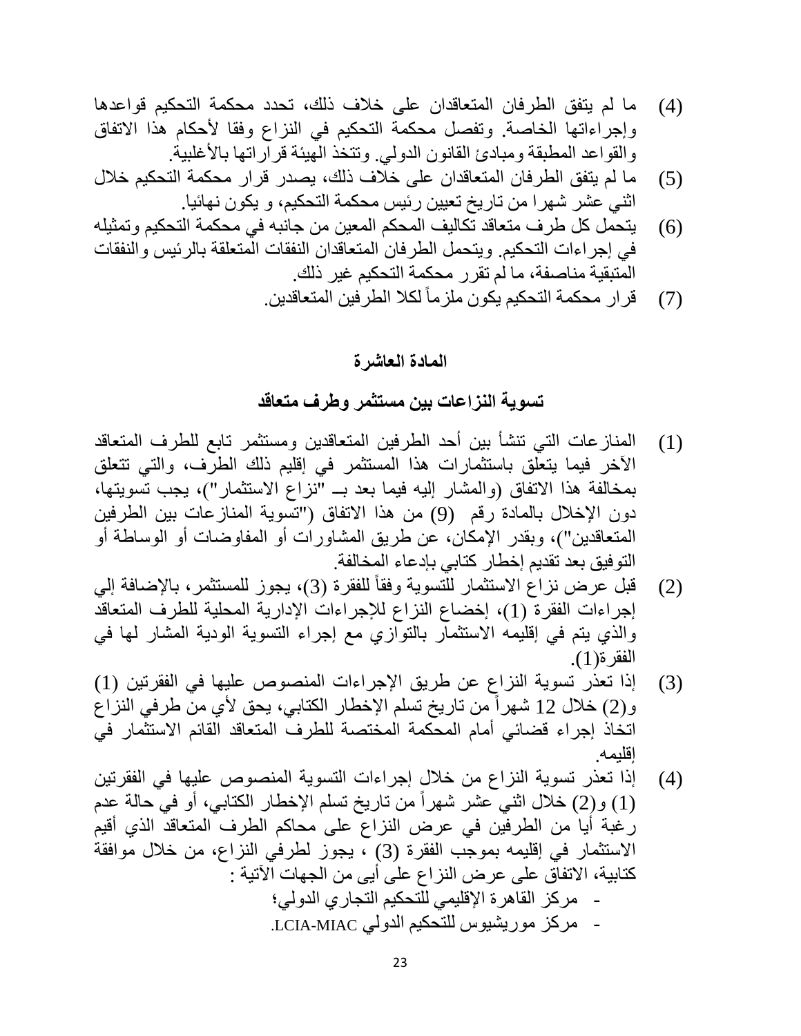(4) ما لم يتفق الطرفان المتعاقدان على خلاف ذلك، تحدد محكمة التحكيم قواعدها وإجراءاتها الخاصة. وتفصل محكمة التحكيم في النزاع وفقا لأحكام هذا الاتفاق والقواعد المطبقة ومبادئ القانون الدولي. وتتخذ الهيئة قراراتها بالأغلبية.

(5) ما لم يتفق الطرفان المتعاقدان على خلاف ذلك، يصدر قرار محكمة التحكيم خلال اثني عشر شهرا من تاريخ تعيين رئيس محكمة التحكيم، و يكون نهائيا.

(6) يتحمل كل طرف متعاقد تكاليف المحكم المعين من جانبه في محكمة التحكيم وتمثيله في إجراءات التحكيم. ويتحمل الطرفان المتعاقدان النفقات المتعلقة بالرئيس والنفقات المتبقية مناصفة، ما لم تقرر محكمة التحكيم غير ذلك.

(7) قرار محكمة التحكيم يكون ملزماً لكلا الطرفين المتعاقدين.

## المادة العاشرة

## تسوية النزاعات بين مستثمر وطرف متعاقد

(1) المنازعات التي تنشأ بين أحد الطرفين المتعاقدين ومستثمر تابع للطرف المتعاقد الآخر فيما يتعلق باستثمارات هذا المستثمر في إقليم ذلك الطرف، والتي تتعلق بمخالفة هذا الاتفاق (والمشار إليه فيما بعد بـ "نزاع الاستثمار")، يجب تسويتها، دون الإخلال بالمادة رقم (9) من هذا الاتفاق ("تسوية المنازعات بين الطرفين المتعاقدين")، وبقدر الإمكان، عن طريق المشاورات أو المفاوضات أو الوساطة أو التوفيق بعد تقديم إخطار كتابي بإدعاء المخالفة.

(2) قبل عرض نزاع الاستثمار للتسوية وفقاً للفقرة (3)، يجوز للمستثمر، بالإضافة إلي إجراءات الفقرة (1)، إخضاع النزاع للإجراءات الإدارية المحلية للطرف المتعاقد والذي يتم في إقليمه الاستثمار بالتوازي مع إجراء التسوية الودية المشار لها في الفقرة(1).

(3) إذا تعذر تسوية النزاع عن طريق الإجراءات المنصوص عليها في الفقرتين (1) و(2) خلال 12 شهراً من تاريخ تسلم الإخطار الكتابي، يحق لأي من طرفي النزاع اتخاذ إجراء قضائي أمام المحكمة المختصة للطرف المتعاقد القائم الاستثمار في إقليمه.

(4) إذا تعذر تسوية النزاع من خلال إجراءات التسوية المنصوص عليها في الفقرتين (1) و(2) خلال اثني عشر شهراً من تاريخ تسلم الإخطار الكتابي، أو في حالة عدم رغبة أيا من الطرفين في عرض النزاع على محاكم الطرف المتعاقد الذي أقيم الاستثمار في إقليمه بموجب الفقرة (3) ، يجوز لطرفي النزاع، من خلال موافقة كتابية، الاتفاق على عرض النزاع على أيى من الجهات الآتية :

- مركز القاهرة الإقليمي للتحكيم التجاري الدولي؛
- مركز موريشيوس للتحكيم الدولي LCIA-MIAC.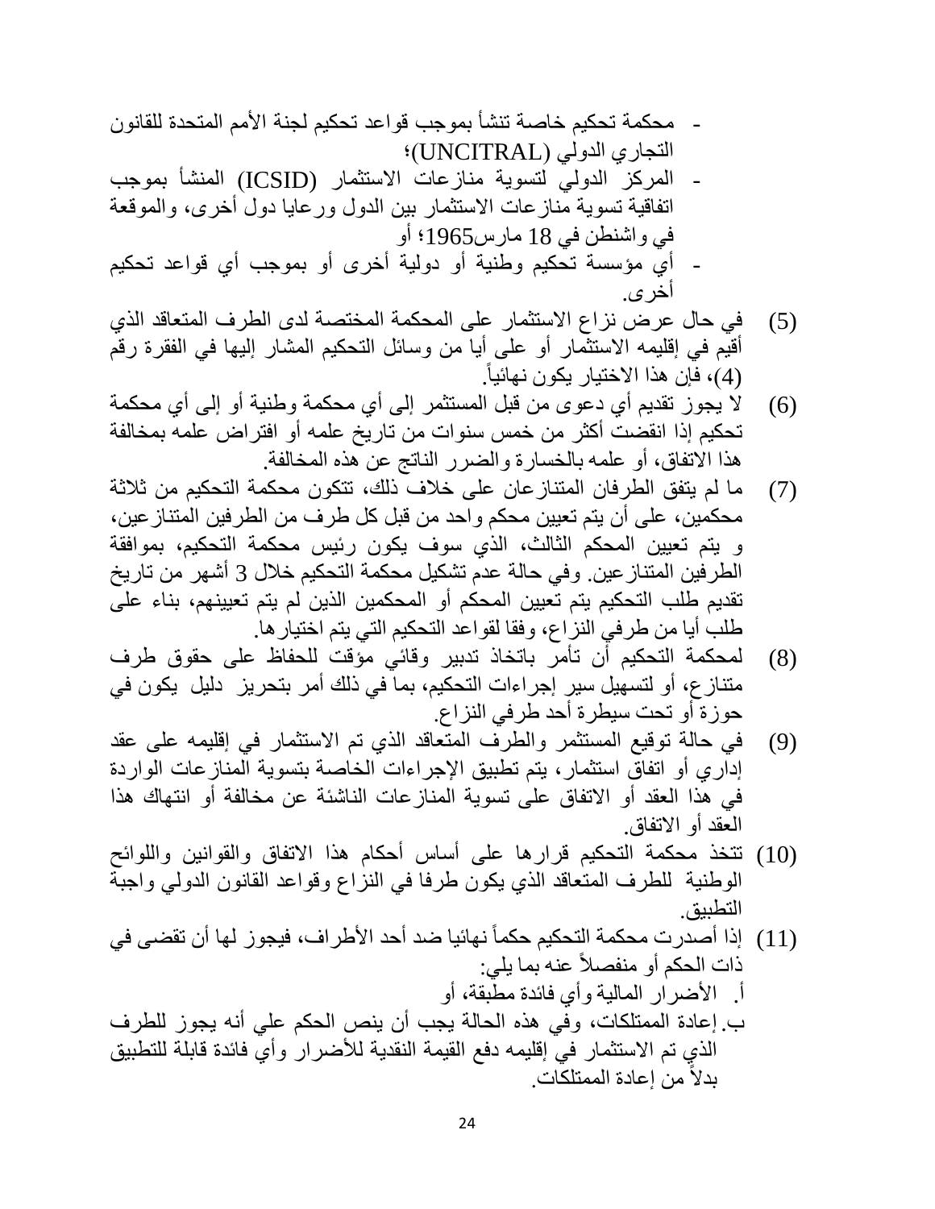- محكمة تحكيم خاصة تنشأ بموجب قواعد تحكيم لجنة الأمم المتحدة للقانون التجاري الدولي (UNCITRAL)؛
- المركز الدولي لتسوية منازعات الاستثمار (ICSID) المنشأ بموجب اتفاقية تسوية منازعات الاستثمار بين الدول ورعايا دول أخرى، والموقعة في واشنطن في 18 مارس1965؛ أو
- أي مؤسسة تحكيم وطنية أو دولية أخرى أو بموجب أي قواعد تحكيم أخرى.

(5) في حال عرض نزاع الاستثمار على المحكمة المختصة لدى الطرف المتعاقد الذي أقيم في إقليمه الاستثمار أو على أيا من وسائل التحكيم المشار إليها في الفقرة رقم (4)، فإن هذا الاختيار يكون نهائياً.

(6) لا يجوز تقديم أي دعوى من قبل المستثمر إلى أي محكمة وطنية أو إلى أي محكمة تحكيم إذا انقضت أكثر من خمس سنوات من تاريخ علمه أو افتراض علمه بمخالفة هذا الاتفاق، أو علمه بالخسارة والضرر الناتج عن هذه المخالفة.

(7) ما لم يتفق الطرفان المتنازعان على خلاف ذلك، تتكون محكمة التحكيم من ثلاثة محكمين، على أن يتم تعيين محكم واحد من قبل كل طرف من الطرفين المتنازعين، و يتم تعيين المحكم الثالث، الذي سوف يكون رئيس محكمة التحكيم، بموافقة الطرفين المتنازعين. وفي حالة عدم تشكيل محكمة التحكيم خلال 3 أشهر من تاريخ تقديم طلب التحكيم يتم تعيين المحكم أو المحكمين الذين لم يتم تعيينهم، بناء على طلب أيا من طرفي النزاع، وفقا لقواعد التحكيم التي يتم اختيارها.

(8) لمحكمة التحكيم أن تأمر باتخاذ تدبير وقائي مؤقت للحفاظ على حقوق طرف متنازع، أو لتسهيل سير إجراءات التحكيم، بما في ذلك أمر بتحريز دليل يكون في حوزة أو تحت سيطرة أحد طرفي النزاع.

(9) في حالة توقيع المستثمر والطرف المتعاقد الذي تم الاستثمار في إقليمه على عقد إداري أو اتفاق استثمار، يتم تطبيق الإجراءات الخاصة بتسوية المنازعات الواردة في هذا العقد أو الاتفاق على تسوية المنازعات الناشئة عن مخالفة أو انتهاك هذا العقد أو الاتفاق.

(10) تتخذ محكمة التحكيم قرارها على أساس أحكام هذا الاتفاق والقوانين واللوائح الوطنية للطرف المتعاقد الذي يكون طرفا في النزاع وقواعد القانون الدولي واجبة التطبيق.

(11) إذا أصدرت محكمة التحكيم حكماً نهائيا ضد أحد الأطراف، فيجوز لها أن تقضى في ذات الحكم أو منفصلاً عنه بما يلي:

أ. الأضرار المالية وأي فائدة مطبقة، أو

ب. إعادة الممتلكات، وفي هذه الحالة يجب أن ينص الحكم علي أنه يجوز للطرف الذي تم الاستثمار في إقليمه دفع القيمة النقدية للأضرار وأي فائدة قابلة للتطبيق بدلاً من إعادة الممتلكات.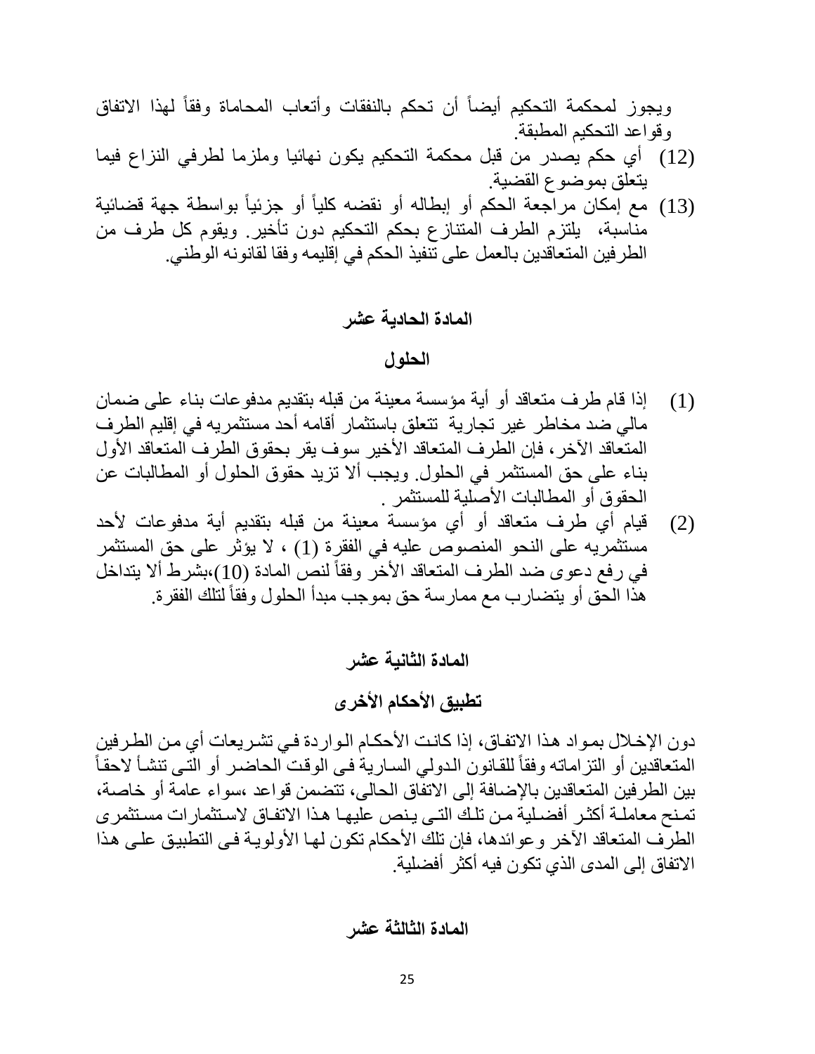ويجوز لمحكمة التحكيم أيضاً أن تحكم بالنفقات وأتعاب المحاماة وفقاً لهذا الاتفاق وقواعد التحكيم المطبقة.

(12) أي حكم يصدر من قبل محكمة التحكيم يكون نهائيا وملزما لطرفي النزاع فيما يتعلق بموضوع القضية.

(13) مع إمكان مراجعة الحكم أو إبطاله أو نقضه كلياً أو جزئياً بواسطة جهة قضائية مناسبة، يلتزم الطرف المتنازع بحكم التحكيم دون تأخير. ويقوم كل طرف من الطرفين المتعاقدين بالعمل على تنفيذ الحكم في إقليمه وفقا لقانونه الوطني.

## المادة الحادية عشر

## الحلول

(1) إذا قام طرف متعاقد أو أية مؤسسة معينة من قبله بتقديم مدفوعات بناء على ضمان مالي ضد مخاطر غير تجارية تتعلق باستثمار أقامه أحد مستثمريه في إقليم الطرف المتعاقد الآخر، فإن الطرف المتعاقد الأخير سوف يقر بحقوق الطرف المتعاقد الأول بناء على حق المستثمر في الحلول. ويجب ألا تزيد حقوق الحلول أو المطالبات عن الحقوق أو المطالبات الأصلية للمستثمر .

(2) قيام أي طرف متعاقد أو أي مؤسسة معينة من قبله بتقديم أية مدفوعات لأحد مستثمريه على النحو المنصوص عليه في الفقرة (1) ، لا يؤثر على حق المستثمر في رفع دعوى ضد الطرف المتعاقد الأخر وفقاً لنص المادة (10)،بشرط ألا يتداخل هذا الحق أو يتضارب مع ممارسة حق بموجب مبدأ الحلول وفقاً لتلك الفقرة.

## المادة الثانية عشر

## تطبيق الأحكام الأخرى

دون الإخلال بمواد هذا الاتفاق، إذا كانت الأحكام الواردة في تشريعات أي من الطرفين المتعاقدين أو التزاماته وفقاً للقانون الدولي السارية في الوقت الحاضر أو التي تنشأ لاحقاً بين الطرفين المتعاقدين بالإضافة إلى الاتفاق الحالي، تتضمن قواعد ،سواء عامة أو خاصة، تمنح معاملة أكثر أفضلية من تلك التي ينص عليها هذا الاتفاق لاستثمارات مستثمري الطرف المتعاقد الآخر وعوائدها، فإن تلك الأحكام تكون لها الأولوية في التطبيق على هذا الاتفاق إلى المدى الذي تكون فيه أكثر أفضلية.

## المادة الثالثة عشر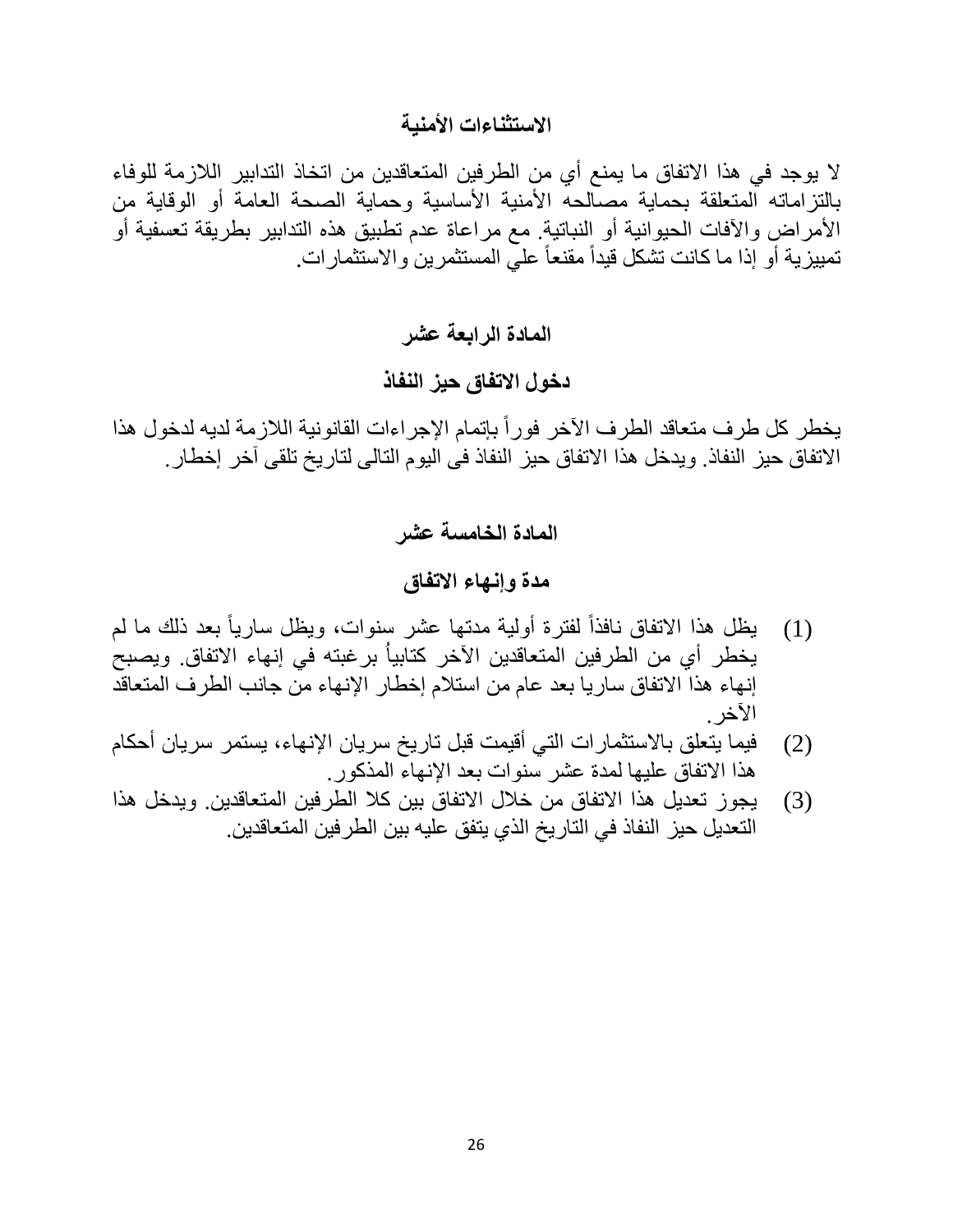### الاستثناءات الأمنية

لا يوجد في هذا الاتفاق ما يمنع أي من الطرفين المتعاقدين من اتخاذ التدابير اللازمة للوفاء بالتزاماته المتعلقة بحماية مصالحه الأمنية الأساسية وحماية الصحة العامة أو الوقاية من الأمراض والآفات الحيوانية أو النباتية. مع مراعاة عدم تطبيق هذه التدابير بطريقة تعسفية أو تمييزية أو إذا ما كانت تشكل قيداً مقنعاً علي المستثمرين والاستثمارات.

### المادة الرابعة عشر

### دخول الاتفاق حيز النفاذ

يخطر كل طرف متعاقد الطرف الآخر فوراً بإتمام الإجراءات القانونية اللازمة لديه لدخول هذا الاتفاق حيز النفاذ. ويدخل هذا الاتفاق حيز النفاذ فى اليوم التالى لتاريخ تلقى آخر إخطار.

### المادة الخامسة عشر

### مدة وإنهاء الاتفاق

(1) يظل هذا الاتفاق نافذاً لفترة أولية مدتها عشر سنوات، ويظل سارياً بعد ذلك ما لم يخطر أي من الطرفين المتعاقدين الآخر كتابياً برغبته في إنهاء الاتفاق. ويصبح إنهاء هذا الاتفاق ساريا بعد عام من استلام إخطار الإنهاء من جانب الطرف المتعاقد الآخر.

(2) فيما يتعلق بالاستثمارات التي أقيمت قبل تاريخ سريان الإنهاء، يستمر سريان أحكام هذا الاتفاق عليها لمدة عشر سنوات بعد الإنهاء المذكور.

(3) يجوز تعديل هذا الاتفاق من خلال الاتفاق بين كلا الطرفين المتعاقدين. ويدخل هذا التعديل حيز النفاذ في التاريخ الذي يتفق عليه بين الطرفين المتعاقدين.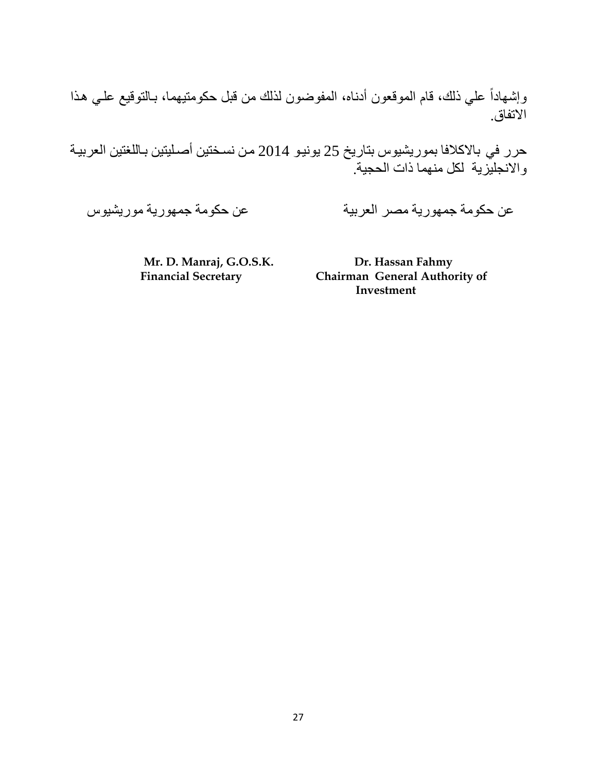وإشهاداً علي ذلك، قام الموقعون أدناه، المفوضون لذلك من قبل حكومتيهما، بالتوقيع علي هذا الاتفاق.

حرر في بالاكلافا بموريشيوس بتاريخ 25 يونيو 2014 من نسختين أصليتين باللغتين العربية والانجليزية لكل منهما ذات الحجية.

| | |
|---|---|
| عن حكومة جمهورية مصر العربية | عن حكومة جمهورية موريشيوس |
| **Dr. Hassan Fahmy**<br>**Chairman General Authority of Investment** | **Mr. D. Manraj, G.O.S.K.**<br>**Financial Secretary** |